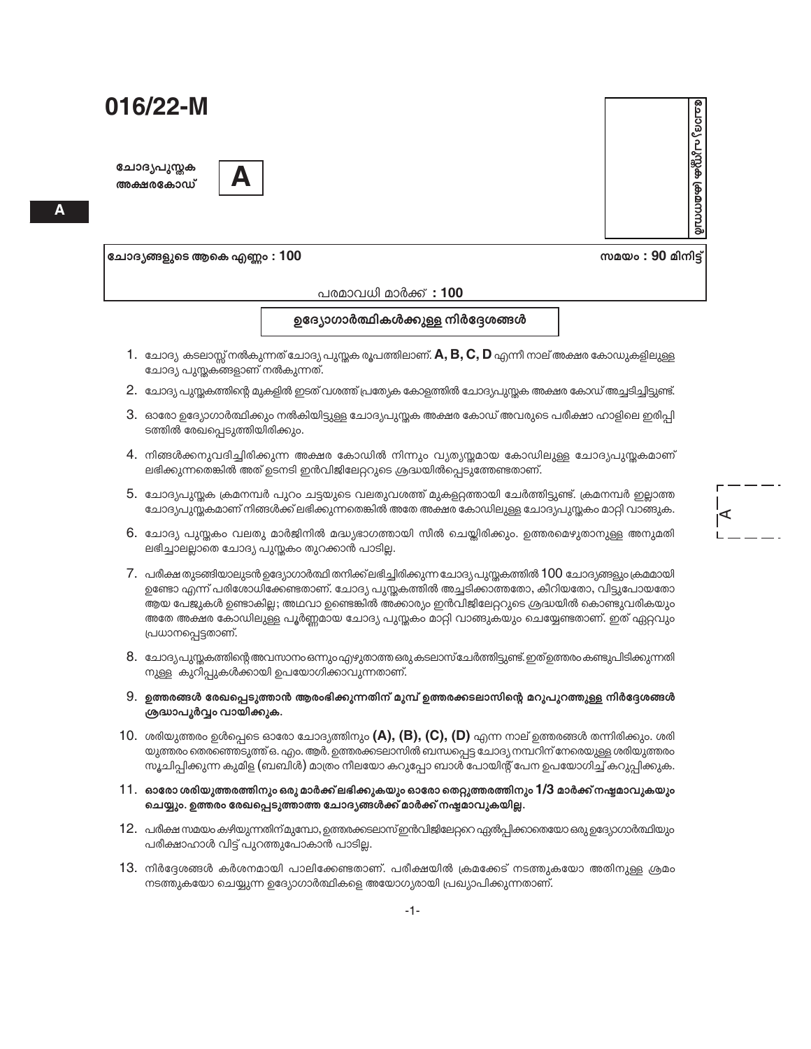# 016/22-M

ചോദ്യപുസ്തക അക്ഷരകോഡ് **A**

ഉദ്യോഗാർത്ഥിയുടെ ക്രമനമ്പർ

| ചോദ്യങ്ങളുടെ ആകെ എണ്ണം : 100 | സമയം : 90 മിനിട്ട് |
| --- | --- |
| പരമാവധി മാർക്ക് : 100 | |

## ഉദ്യോഗാർത്ഥികൾക്കുള്ള നിർദ്ദേശങ്ങൾ

1. ചോദ്യ കടലാസ്സ് നൽകുന്നത് ചോദ്യ പുസ്തക രൂപത്തിലാണ്. **A, B, C, D** എന്നീ നാല് അക്ഷര കോഡുകളിലുള്ള ചോദ്യ പുസ്തകങ്ങളാണ് നൽകുന്നത്.
2. ചോദ്യ പുസ്തകത്തിന്റെ മുകളിൽ ഇടത് വശത്ത് പ്രത്യേക കോളത്തിൽ ചോദ്യപുസ്തക അക്ഷര കോഡ് അച്ചടിച്ചിട്ടുണ്ട്.
3. ഓരോ ഉദ്യോഗാർത്ഥിക്കും നൽകിയിട്ടുള്ള ചോദ്യപുസ്തക അക്ഷര കോഡ് അവരുടെ പരീക്ഷാ ഹാളിലെ ഇരിപ്പിടത്തിൽ രേഖപ്പെടുത്തിയിരിക്കും.
4. നിങ്ങൾക്കനുവദിച്ചിരിക്കുന്ന അക്ഷര കോഡിൽ നിന്നും വ്യത്യസ്തമായ കോഡിലുള്ള ചോദ്യപുസ്തകമാണ് ലഭിക്കുന്നതെങ്കിൽ അത് ഉടനടി ഇൻവിജിലേറ്ററുടെ ശ്രദ്ധയിൽപ്പെടുത്തേണ്ടതാണ്.
5. ചോദ്യപുസ്തക ക്രമനമ്പർ പുറം ചട്ടയുടെ വലതുവശത്ത് മുകളറ്റത്തായി ചേർത്തിട്ടുണ്ട്. ക്രമനമ്പർ ഇല്ലാത്ത ചോദ്യപുസ്തകമാണ് നിങ്ങൾക്ക് ലഭിക്കുന്നതെങ്കിൽ അതേ അക്ഷര കോഡിലുള്ള ചോദ്യപുസ്തകം മാറ്റി വാങ്ങുക.
6. ചോദ്യ പുസ്തകം വലതു മാർജിനിൽ മദ്ധ്യഭാഗത്തായി സീൽ ചെയ്തിരിക്കും. ഉത്തരമെഴുതാനുള്ള അനുമതി ലഭിച്ചാലല്ലാതെ ചോദ്യ പുസ്തകം തുറക്കാൻ പാടില്ല.
7. പരീക്ഷ തുടങ്ങിയാലുടൻ ഉദ്യോഗാർത്ഥി തനിക്ക് ലഭിച്ചിരിക്കുന്ന ചോദ്യ പുസ്തകത്തിൽ 100 ചോദ്യങ്ങളും ക്രമമായി ഉണ്ടോ എന്ന് പരിശോധിക്കേണ്ടതാണ്. ചോദ്യ പുസ്തകത്തിൽ അച്ചടിക്കാത്തതോ, കീറിയതോ, വിട്ടുപോയതോ ആയ പേജുകൾ ഉണ്ടാകില്ല; അഥവാ ഉണ്ടെങ്കിൽ അക്കാര്യം ഇൻവിജിലേറ്ററുടെ ശ്രദ്ധയിൽ കൊണ്ടുവരികയും അതേ അക്ഷര കോഡിലുള്ള പൂർണ്ണമായ ചോദ്യ പുസ്തകം മാറ്റി വാങ്ങുകയും ചെയ്യേണ്ടതാണ്. ഇത് ഏറ്റവും പ്രധാനപ്പെട്ടതാണ്.
8. ചോദ്യപുസ്തകത്തിന്റെ അവസാനം ഒന്നും എഴുതാത്ത ഒരു കടലാസ് ചേർത്തിട്ടുണ്ട്. ഇത് ഉത്തരം കണ്ടുപിടിക്കുന്നതിനുള്ള കുറിപ്പുകൾക്കായി ഉപയോഗിക്കാവുന്നതാണ്.
9. **ഉത്തരങ്ങൾ രേഖപ്പെടുത്താൻ ആരംഭിക്കുന്നതിന് മുമ്പ് ഉത്തരക്കടലാസിന്റെ മറുപുറത്തുള്ള നിർദ്ദേശങ്ങൾ ശ്രദ്ധാപൂർവ്വം വായിക്കുക.**
10. ശരിയുത്തരം ഉൾപ്പെടെ ഓരോ ചോദ്യത്തിനും **(A), (B), (C), (D)** എന്ന നാല് ഉത്തരങ്ങൾ തന്നിരിക്കും. ശരിയുത്തരം തെരഞ്ഞെടുത്ത് ഒ. എം. ആർ. ഉത്തരക്കടലാസിൽ ബന്ധപ്പെട്ട ചോദ്യ നമ്പറിന് നേരെയുള്ള ശരിയുത്തരം സൂചിപ്പിക്കുന്ന കുമിള (ബബിൾ) മാത്രം നീലയോ കറുപ്പോ ബാൾ പോയിന്റ് പേന ഉപയോഗിച്ച് കറുപ്പിക്കുക.
11. **ഓരോ ശരിയുത്തരത്തിനും ഒരു മാർക്ക് ലഭിക്കുകയും ഓരോ തെറ്റുത്തരത്തിനും 1/3 മാർക്ക് നഷ്ടമാവുകയും ചെയ്യും. ഉത്തരം രേഖപ്പെടുത്താത്ത ചോദ്യങ്ങൾക്ക് മാർക്ക് നഷ്ടമാവുകയില്ല.**
12. പരീക്ഷ സമയം കഴിയുന്നതിന് മുമ്പോ, ഉത്തരക്കടലാസ് ഇൻവിജിലേറ്ററെ ഏൽപ്പിക്കാതെയോ ഒരു ഉദ്യോഗാർത്ഥിയും പരീക്ഷാഹാൾ വിട്ട് പുറത്തുപോകാൻ പാടില്ല.
13. നിർദ്ദേശങ്ങൾ കർശനമായി പാലിക്കേണ്ടതാണ്. പരീക്ഷയിൽ ക്രമക്കേട് നടത്തുകയോ അതിനുള്ള ശ്രമം നടത്തുകയോ ചെയ്യുന്ന ഉദ്യോഗാർത്ഥികളെ അയോഗ്യരായി പ്രഖ്യാപിക്കുന്നതാണ്.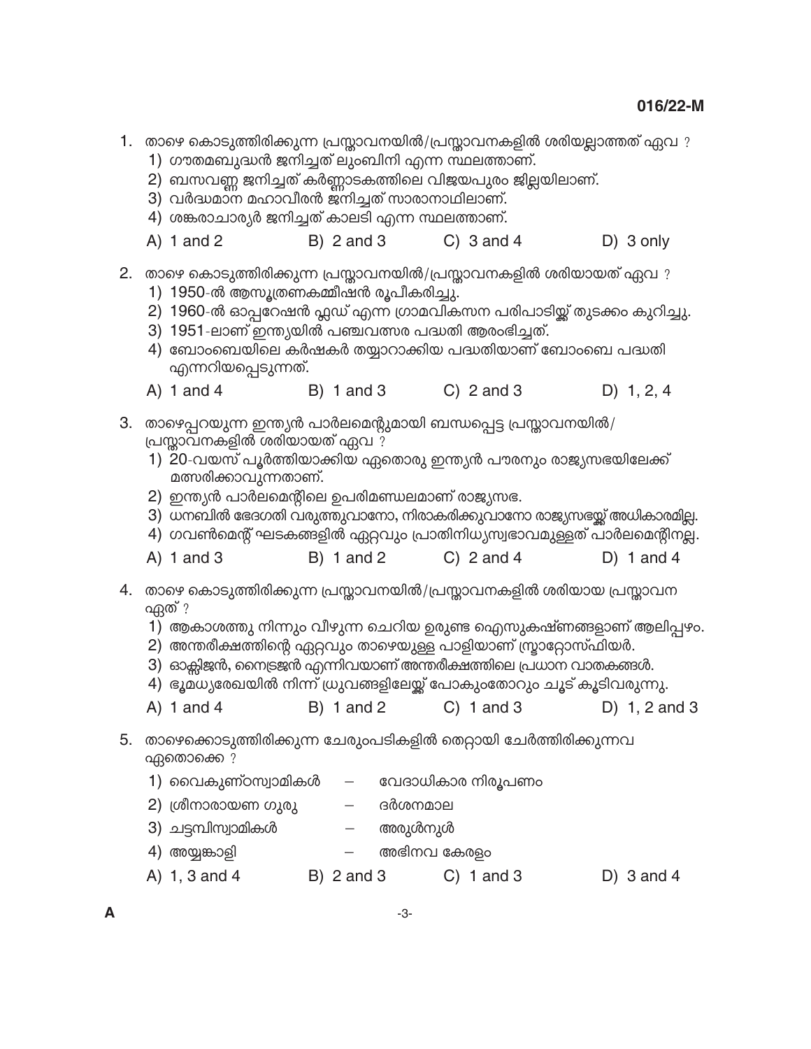1. താഴെ കൊടുത്തിരിക്കുന്ന പ്രസ്താവനയിൽ/പ്രസ്താവനകളിൽ ശരിയല്ലാത്തത് ഏവ ?
   1) ഗൗതമബുദ്ധൻ ജനിച്ചത് ലുംബിനി എന്ന സ്ഥലത്താണ്.
   2) ബസവണ്ണ ജനിച്ചത് കർണ്ണാടകത്തിലെ വിജയപുരം ജില്ലയിലാണ്.
   3) വർദ്ധമാന മഹാവീരൻ ജനിച്ചത് സാരാനാഥിലാണ്.
   4) ശങ്കരാചാര്യർ ജനിച്ചത് കാലടി എന്ന സ്ഥലത്താണ്.

   A) 1 and 2 B) 2 and 3 C) 3 and 4 D) 3 only

2. താഴെ കൊടുത്തിരിക്കുന്ന പ്രസ്താവനയിൽ/പ്രസ്താവനകളിൽ ശരിയായത് ഏവ ?
   1) 1950-ൽ ആസൂത്രണകമ്മീഷൻ രൂപീകരിച്ചു.
   2) 1960-ൽ ഓപ്പറേഷൻ ഫ്ലഡ് എന്ന ഗ്രാമവികസന പരിപാടിയ്ക്ക് തുടക്കം കുറിച്ചു.
   3) 1951-ലാണ് ഇന്ത്യയിൽ പഞ്ചവത്സര പദ്ധതി ആരംഭിച്ചത്.
   4) ബോംബെയിലെ കർഷകർ തയ്യാറാക്കിയ പദ്ധതിയാണ് ബോംബെ പദ്ധതി എന്നറിയപ്പെടുന്നത്.

   A) 1 and 4 B) 1 and 3 C) 2 and 3 D) 1, 2, 4

3. താഴെപ്പറയുന്ന ഇന്ത്യൻ പാർലമെന്റുമായി ബന്ധപ്പെട്ട പ്രസ്താവനയിൽ/പ്രസ്താവനകളിൽ ശരിയായത് ഏവ ?
   1) 20-വയസ് പൂർത്തിയാക്കിയ ഏതൊരു ഇന്ത്യൻ പൗരനും രാജ്യസഭയിലേക്ക് മത്സരിക്കാവുന്നതാണ്.
   2) ഇന്ത്യൻ പാർലമെന്റിലെ ഉപരിമണ്ഡലമാണ് രാജ്യസഭ.
   3) ധനബിൽ ഭേദഗതി വരുത്തുവാനോ, നിരാകരിക്കുവാനോ രാജ്യസഭയ്ക്ക് അധികാരമില്ല.
   4) ഗവൺമെന്റ് ഘടകങ്ങളിൽ ഏറ്റവും പ്രാതിനിധ്യസ്വഭാവമുള്ളത് പാർലമെന്റിനല്ല.

   A) 1 and 3 B) 1 and 2 C) 2 and 4 D) 1 and 4

4. താഴെ കൊടുത്തിരിക്കുന്ന പ്രസ്താവനയിൽ/പ്രസ്താവനകളിൽ ശരിയായ പ്രസ്താവന ഏത് ?
   1) ആകാശത്തു നിന്നും വീഴുന്ന ചെറിയ ഉരുണ്ട ഐസുകഷ്ണങ്ങളാണ് ആലിപ്പഴം.
   2) അന്തരീക്ഷത്തിന്റെ ഏറ്റവും താഴെയുള്ള പാളിയാണ് സ്ട്രാറ്റോസ്ഫിയർ.
   3) ഓക്സിജൻ, നൈട്രജൻ എന്നിവയാണ് അന്തരീക്ഷത്തിലെ പ്രധാന വാതകങ്ങൾ.
   4) ഭൂമധ്യരേഖയിൽ നിന്ന് ധ്രുവങ്ങളിലേയ്ക്ക് പോകുംതോറും ചൂട് കൂടിവരുന്നു.

   A) 1 and 4 B) 1 and 2 C) 1 and 3 D) 1, 2 and 3

5. താഴെക്കൊടുത്തിരിക്കുന്ന ചേരുംപടികളിൽ തെറ്റായി ചേർത്തിരിക്കുന്നവ ഏതൊക്കെ ?
   1) വൈകുണ്ഠസ്വാമികൾ – വേദാധികാര നിരൂപണം
   2) ശ്രീനാരായണ ഗുരു – ദർശനമാല
   3) ചട്ടമ്പിസ്വാമികൾ – അരുൾനൂൾ
   4) അയ്യങ്കാളി – അഭിനവ കേരളം

   A) 1, 3 and 4 B) 2 and 3 C) 1 and 3 D) 3 and 4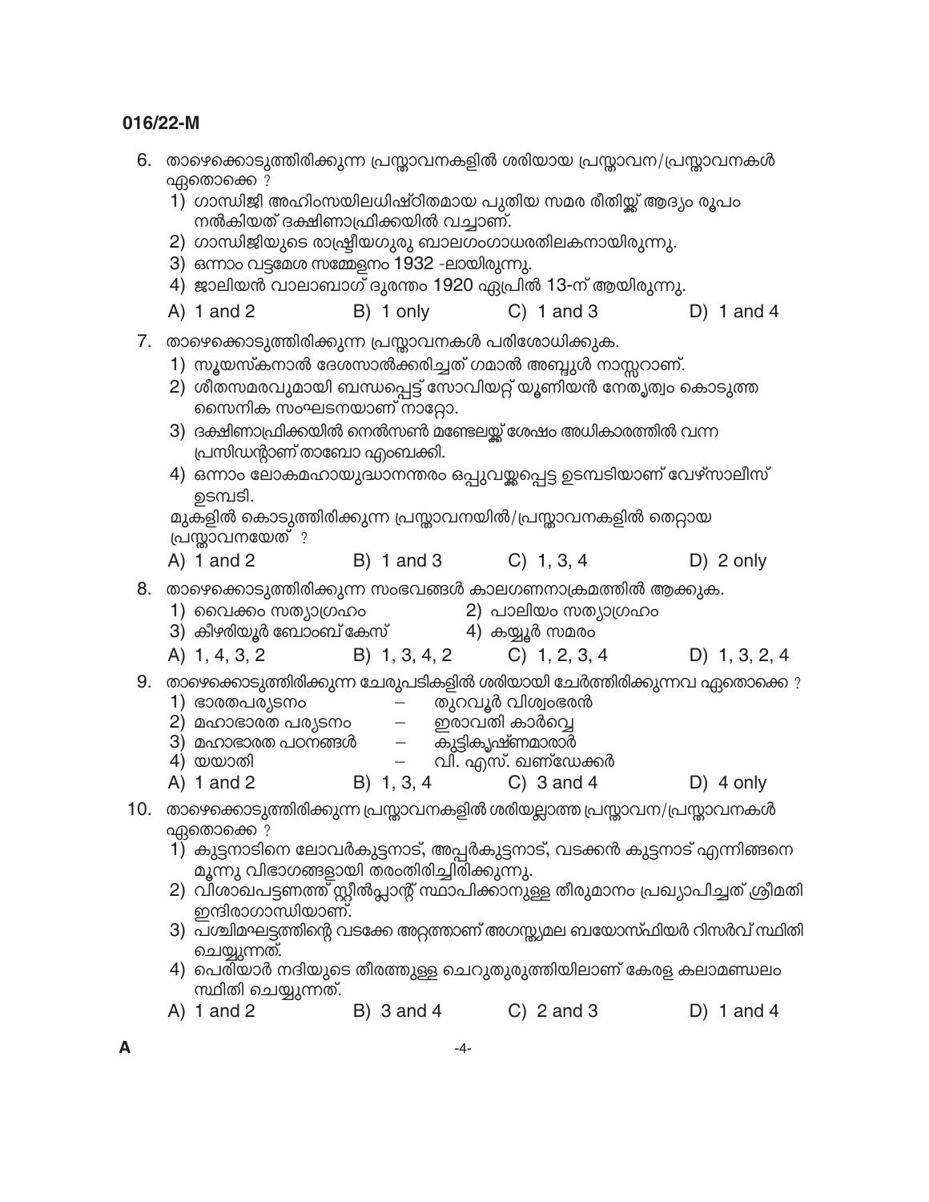6. താഴെക്കൊടുത്തിരിക്കുന്ന പ്രസ്താവനകളിൽ ശരിയായ പ്രസ്താവന/പ്രസ്താവനകൾ ഏതൊക്കെ ?
   1) ഗാന്ധിജി അഹിംസയിലധിഷ്ഠിതമായ പുതിയ സമര രീതിയ്ക്ക് ആദ്യം രൂപം നൽകിയത് ദക്ഷിണാഫ്രിക്കയിൽ വച്ചാണ്.
   2) ഗാന്ധിജിയുടെ രാഷ്ട്രീയഗുരു ബാലഗംഗാധരതിലകനായിരുന്നു.
   3) ഒന്നാം വട്ടമേശ സമ്മേളനം 1932 -ലായിരുന്നു.
   4) ജാലിയൻ വാലാബാഗ് ദുരന്തം 1920 ഏപ്രിൽ 13-ന് ആയിരുന്നു.

   A) 1 and 2 B) 1 only C) 1 and 3 D) 1 and 4

7. താഴെക്കൊടുത്തിരിക്കുന്ന പ്രസ്താവനകൾ പരിശോധിക്കുക.
   1) സൂയസ്കനാൽ ദേശസാൽക്കരിച്ചത് ഗമാൽ അബ്ദുൾ നാസ്സറാണ്.
   2) ശീതസമരവുമായി ബന്ധപ്പെട്ട് സോവിയറ്റ് യൂണിയൻ നേതൃത്വം കൊടുത്ത സൈനിക സംഘടനയാണ് നാറ്റോ.
   3) ദക്ഷിണാഫ്രിക്കയിൽ നെൽസൺ മണ്ടേലയ്ക്ക് ശേഷം അധികാരത്തിൽ വന്ന പ്രസിഡന്റാണ് താബോ എംബക്കി.
   4) ഒന്നാം ലോകമഹായുദ്ധാനന്തരം ഒപ്പുവയ്ക്കപ്പെട്ട ഉടമ്പടിയാണ് വേഴ്സാലീസ് ഉടമ്പടി.

   മുകളിൽ കൊടുത്തിരിക്കുന്ന പ്രസ്താവനയിൽ/പ്രസ്താവനകളിൽ തെറ്റായ പ്രസ്താവനയേത് ?

   A) 1 and 2 B) 1 and 3 C) 1, 3, 4 D) 2 only

8. താഴെക്കൊടുത്തിരിക്കുന്ന സംഭവങ്ങൾ കാലഗണനാക്രമത്തിൽ ആക്കുക.
   1) വൈക്കം സത്യാഗ്രഹം
   2) പാലിയം സത്യാഗ്രഹം
   3) കീഴരിയൂർ ബോംബ് കേസ്
   4) കയ്യൂർ സമരം

   A) 1, 4, 3, 2 B) 1, 3, 4, 2 C) 1, 2, 3, 4 D) 1, 3, 2, 4

9. താഴെക്കൊടുത്തിരിക്കുന്ന ചേരുപടികളിൽ ശരിയായി ചേർത്തിരിക്കുന്നവ ഏതൊക്കെ ?
   1) ഭാരതപര്യടനം – തുറവൂർ വിശ്വംഭരൻ
   2) മഹാഭാരത പര്യടനം – ഇരാവതി കാർവ്വെ
   3) മഹാഭാരത പഠനങ്ങൾ – കുട്ടികൃഷ്ണമാരാർ
   4) യയാതി – വി. എസ്. ഖണ്ഡേക്കർ

   A) 1 and 2 B) 1, 3, 4 C) 3 and 4 D) 4 only

10. താഴെക്കൊടുത്തിരിക്കുന്ന പ്രസ്താവനകളിൽ ശരിയല്ലാത്ത പ്രസ്താവന/പ്രസ്താവനകൾ ഏതൊക്കെ ?
    1) കുട്ടനാടിനെ ലോവർകുട്ടനാട്, അപ്പർകുട്ടനാട്, വടക്കൻ കുട്ടനാട് എന്നിങ്ങനെ മൂന്നു വിഭാഗങ്ങളായി തരംതിരിച്ചിരിക്കുന്നു.
    2) വിശാഖപട്ടണത്ത് സ്റ്റീൽപ്ലാന്റ് സ്ഥാപിക്കാനുള്ള തീരുമാനം പ്രഖ്യാപിച്ചത് ശ്രീമതി ഇന്ദിരാഗാന്ധിയാണ്.
    3) പശ്ചിമഘട്ടത്തിന്റെ വടക്കേ അറ്റത്താണ് അഗസ്ത്യമല ബയോസ്ഫിയർ റിസർവ് സ്ഥിതി ചെയ്യുന്നത്.
    4) പെരിയാർ നദിയുടെ തീരത്തുള്ള ചെറുതുരുത്തിയിലാണ് കേരള കലാമണ്ഡലം സ്ഥിതി ചെയ്യുന്നത്.

    A) 1 and 2 B) 3 and 4 C) 2 and 3 D) 1 and 4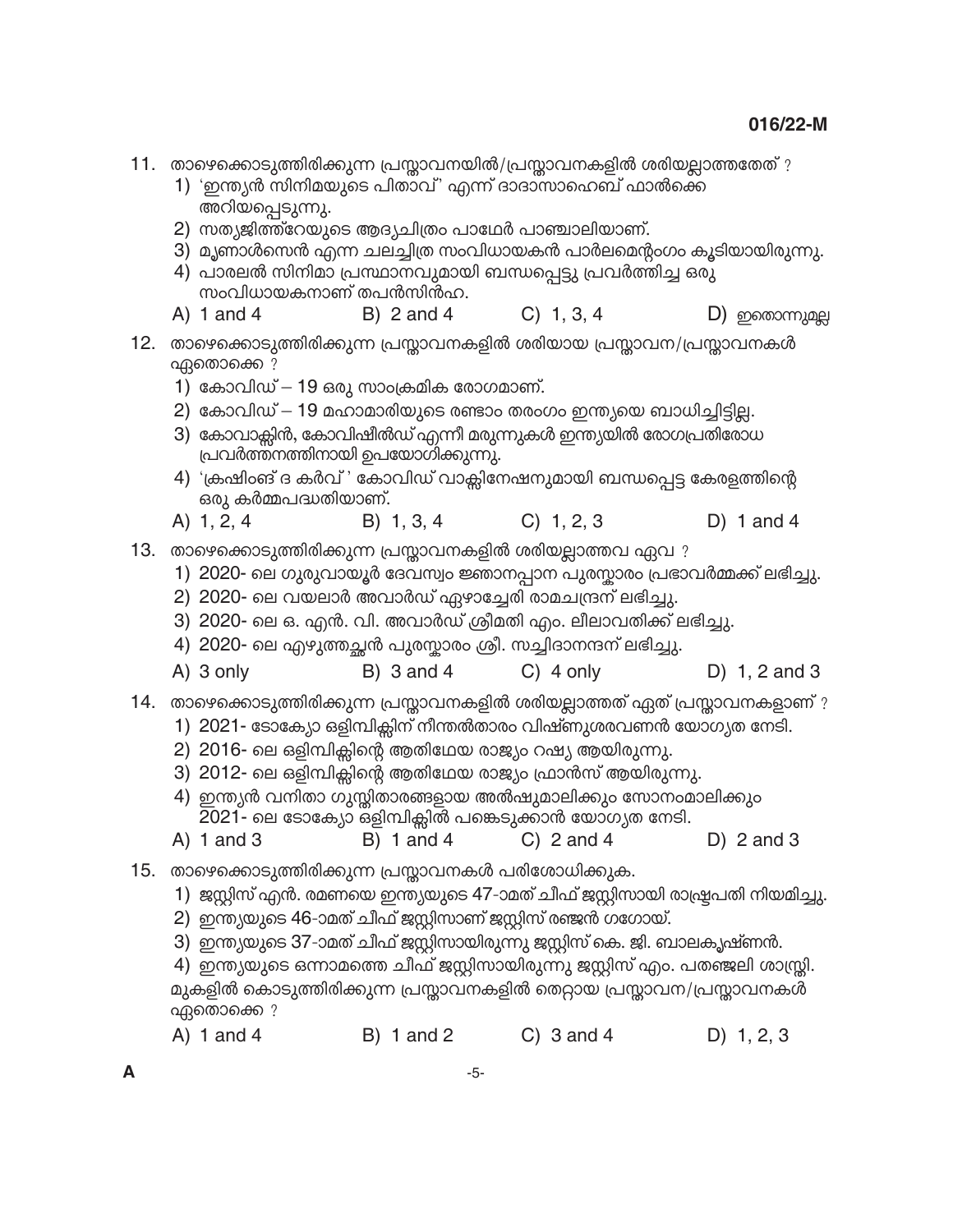11. താഴെക്കൊടുത്തിരിക്കുന്ന പ്രസ്താവനയിൽ/പ്രസ്താവനകളിൽ ശരിയല്ലാത്തതേത് ?
    1) 'ഇന്ത്യൻ സിനിമയുടെ പിതാവ്' എന്ന് ദാദാസാഹെബ് ഫാൽക്കെ അറിയപ്പെടുന്നു.
    2) സത്യജിത്ത്റേയുടെ ആദ്യചിത്രം പാഥേർ പാഞ്ചാലിയാണ്.
    3) മൃണാൾസെൻ എന്ന ചലച്ചിത്ര സംവിധായകൻ പാർലമെന്റംഗം കൂടിയായിരുന്നു.
    4) പാരലൽ സിനിമാ പ്രസ്ഥാനവുമായി ബന്ധപ്പെട്ടു പ്രവർത്തിച്ച ഒരു സംവിധായകനാണ് തപൻസിൻഹ.

    A) 1 and 4
    B) 2 and 4
    C) 1, 3, 4
    D) ഇതൊന്നുമല്ല

12. താഴെക്കൊടുത്തിരിക്കുന്ന പ്രസ്താവനകളിൽ ശരിയായ പ്രസ്താവന/പ്രസ്താവനകൾ ഏതൊക്കെ ?
    1) കോവിഡ് – 19 ഒരു സാംക്രമിക രോഗമാണ്.
    2) കോവിഡ് – 19 മഹാമാരിയുടെ രണ്ടാം തരംഗം ഇന്ത്യയെ ബാധിച്ചിട്ടില്ല.
    3) കോവാക്സിൻ, കോവിഷീൽഡ് എന്നീ മരുന്നുകൾ ഇന്ത്യയിൽ രോഗപ്രതിരോധ പ്രവർത്തനത്തിനായി ഉപയോഗിക്കുന്നു.
    4) 'ക്രഷിംങ് ദ കർവ്' കോവിഡ് വാക്സിനേഷനുമായി ബന്ധപ്പെട്ട കേരളത്തിന്റെ ഒരു കർമ്മപദ്ധതിയാണ്.

    A) 1, 2, 4
    B) 1, 3, 4
    C) 1, 2, 3
    D) 1 and 4

13. താഴെക്കൊടുത്തിരിക്കുന്ന പ്രസ്താവനകളിൽ ശരിയല്ലാത്തവ ഏവ ?
    1) 2020- ലെ ഗുരുവായൂർ ദേവസ്വം ജ്ഞാനപ്പാന പുരസ്കാരം പ്രഭാവർമ്മക്ക് ലഭിച്ചു.
    2) 2020- ലെ വയലാർ അവാർഡ് ഏഴാച്ചേരി രാമചന്ദ്രന് ലഭിച്ചു.
    3) 2020- ലെ ഒ. എൻ. വി. അവാർഡ് ശ്രീമതി എം. ലീലാവതിക്ക് ലഭിച്ചു.
    4) 2020- ലെ എഴുത്തച്ഛൻ പുരസ്കാരം ശ്രീ. സച്ചിദാനന്ദന് ലഭിച്ചു.

    A) 3 only
    B) 3 and 4
    C) 4 only
    D) 1, 2 and 3

14. താഴെക്കൊടുത്തിരിക്കുന്ന പ്രസ്താവനകളിൽ ശരിയല്ലാത്തത് ഏത് പ്രസ്താവനകളാണ് ?
    1) 2021- ടോക്യോ ഒളിമ്പിക്സിന് നീന്തൽതാരം വിഷ്ണുശരവണൻ യോഗ്യത നേടി.
    2) 2016- ലെ ഒളിമ്പിക്സിന്റെ ആതിഥേയ രാജ്യം റഷ്യ ആയിരുന്നു.
    3) 2012- ലെ ഒളിമ്പിക്സിന്റെ ആതിഥേയ രാജ്യം ഫ്രാൻസ് ആയിരുന്നു.
    4) ഇന്ത്യൻ വനിതാ ഗുസ്തിതാരങ്ങളായ അൽഷുമാലിക്കും സോനംമാലിക്കും 2021- ലെ ടോക്യോ ഒളിമ്പിക്സിൽ പങ്കെടുക്കാൻ യോഗ്യത നേടി.

    A) 1 and 3
    B) 1 and 4
    C) 2 and 4
    D) 2 and 3

15. താഴെക്കൊടുത്തിരിക്കുന്ന പ്രസ്താവനകൾ പരിശോധിക്കുക.
    1) ജസ്റ്റിസ് എൻ. രമണയെ ഇന്ത്യയുടെ 47-ാമത് ചീഫ് ജസ്റ്റിസായി രാഷ്ട്രപതി നിയമിച്ചു.
    2) ഇന്ത്യയുടെ 46-ാമത് ചീഫ് ജസ്റ്റിസാണ് ജസ്റ്റിസ് രഞ്ജൻ ഗഗോയ്.
    3) ഇന്ത്യയുടെ 37-ാമത് ചീഫ് ജസ്റ്റിസായിരുന്നു ജസ്റ്റിസ് കെ. ജി. ബാലകൃഷ്ണൻ.
    4) ഇന്ത്യയുടെ ഒന്നാമത്തെ ചീഫ് ജസ്റ്റിസായിരുന്നു ജസ്റ്റിസ് എം. പതഞ്ജലി ശാസ്ത്രി.

    മുകളിൽ കൊടുത്തിരിക്കുന്ന പ്രസ്താവനകളിൽ തെറ്റായ പ്രസ്താവന/പ്രസ്താവനകൾ ഏതൊക്കെ ?

    A) 1 and 4
    B) 1 and 2
    C) 3 and 4
    D) 1, 2, 3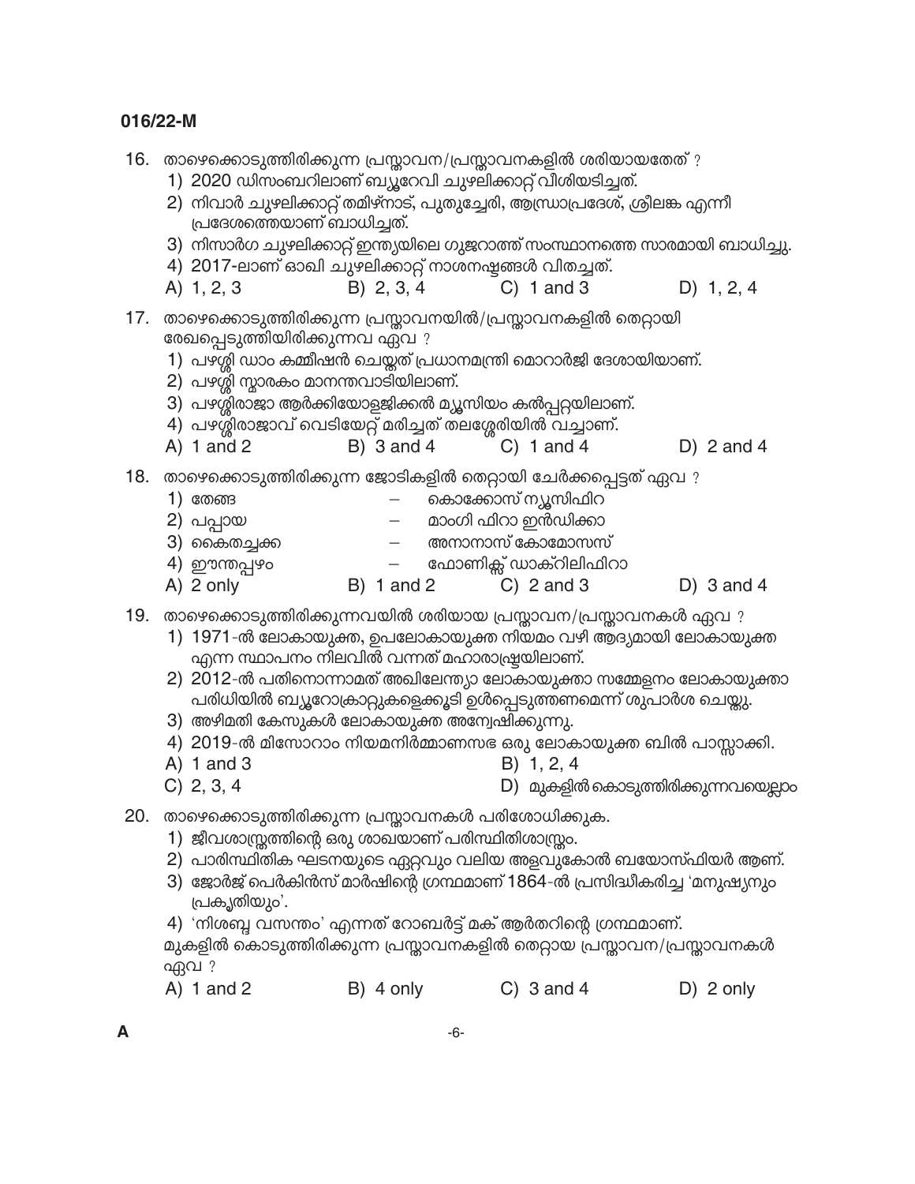16. താഴെക്കൊടുത്തിരിക്കുന്ന പ്രസ്താവന/പ്രസ്താവനകളിൽ ശരിയായതേത് ?
   1) 2020 ഡിസംബറിലാണ് ബ്യൂറേവി ചുഴലിക്കാറ്റ് വീശിയടിച്ചത്.
   2) നിവാർ ചുഴലിക്കാറ്റ് തമിഴ്നാട്, പുതുച്ചേരി, ആന്ധ്രാപ്രദേശ്, ശ്രീലങ്ക എന്നീ പ്രദേശത്തെയാണ് ബാധിച്ചത്.
   3) നിസാർഗ ചുഴലിക്കാറ്റ് ഇന്ത്യയിലെ ഗുജറാത്ത് സംസ്ഥാനത്തെ സാരമായി ബാധിച്ചു.
   4) 2017-ലാണ് ഓഖി ചുഴലിക്കാറ്റ് നാശനഷ്ടങ്ങൾ വിതച്ചത്.

   A) 1, 2, 3 B) 2, 3, 4 C) 1 and 3 D) 1, 2, 4

17. താഴെക്കൊടുത്തിരിക്കുന്ന പ്രസ്താവനയിൽ/പ്രസ്താവനകളിൽ തെറ്റായി രേഖപ്പെടുത്തിയിരിക്കുന്നവ ഏവ ?
   1) പഴശ്ശി ഡാം കമ്മീഷൻ ചെയ്തത് പ്രധാനമന്ത്രി മൊറാർജി ദേശായിയാണ്.
   2) പഴശ്ശി സ്മാരകം മാനന്തവാടിയിലാണ്.
   3) പഴശ്ശിരാജാ ആർക്കിയോളജിക്കൽ മ്യൂസിയം കൽപ്പറ്റയിലാണ്.
   4) പഴശ്ശിരാജാവ് വെടിയേറ്റ് മരിച്ചത് തലശ്ശേരിയിൽ വച്ചാണ്.

   A) 1 and 2 B) 3 and 4 C) 1 and 4 D) 2 and 4

18. താഴെക്കൊടുത്തിരിക്കുന്ന ജോടികളിൽ തെറ്റായി ചേർക്കപ്പെട്ടത് ഏവ ?
   1) തേങ്ങ – കൊക്കോസ് ന്യൂസിഫിറ
   2) പപ്പായ – മാംഗി ഫിറാ ഇൻഡിക്കാ
   3) കൈതച്ചക്ക – അനാനാസ് കോമോസസ്
   4) ഈന്തപ്പഴം – ഫോണിക്സ് ഡാക്റിലിഫിറാ

   A) 2 only B) 1 and 2 C) 2 and 3 D) 3 and 4

19. താഴെക്കൊടുത്തിരിക്കുന്നവയിൽ ശരിയായ പ്രസ്താവന/പ്രസ്താവനകൾ ഏവ ?
   1) 1971-ൽ ലോകായുക്ത, ഉപലോകായുക്ത നിയമം വഴി ആദ്യമായി ലോകായുക്ത എന്ന സ്ഥാപനം നിലവിൽ വന്നത് മഹാരാഷ്ട്രയിലാണ്.
   2) 2012-ൽ പതിനൊന്നാമത് അഖിലേന്ത്യാ ലോകായുക്താ സമ്മേളനം ലോകായുക്താ പരിധിയിൽ ബ്യൂറോക്രാറ്റുകളെക്കൂടി ഉൾപ്പെടുത്തണമെന്ന് ശുപാർശ ചെയ്തു.
   3) അഴിമതി കേസുകൾ ലോകായുക്ത അന്വേഷിക്കുന്നു.
   4) 2019-ൽ മിസോറാം നിയമനിർമ്മാണസഭ ഒരു ലോകായുക്ത ബിൽ പാസ്സാക്കി.

   A) 1 and 3 B) 1, 2, 4
   C) 2, 3, 4 D) മുകളിൽ കൊടുത്തിരിക്കുന്നവയെല്ലാം

20. താഴെക്കൊടുത്തിരിക്കുന്ന പ്രസ്താവനകൾ പരിശോധിക്കുക.
   1) ജീവശാസ്ത്രത്തിന്റെ ഒരു ശാഖയാണ് പരിസ്ഥിതിശാസ്ത്രം.
   2) പാരിസ്ഥിതിക ഘടനയുടെ ഏറ്റവും വലിയ അളവുകോൽ ബയോസ്ഫിയർ ആണ്.
   3) ജോർജ് പെർകിൻസ് മാർഷിന്റെ ഗ്രന്ഥമാണ് 1864-ൽ പ്രസിദ്ധീകരിച്ച 'മനുഷ്യനും പ്രകൃതിയും'.
   4) 'നിശബ്ദ വസന്തം' എന്നത് റോബർട്ട് മക് ആർതറിന്റെ ഗ്രന്ഥമാണ്.

   മുകളിൽ കൊടുത്തിരിക്കുന്ന പ്രസ്താവനകളിൽ തെറ്റായ പ്രസ്താവന/പ്രസ്താവനകൾ ഏവ ?

   A) 1 and 2 B) 4 only C) 3 and 4 D) 2 only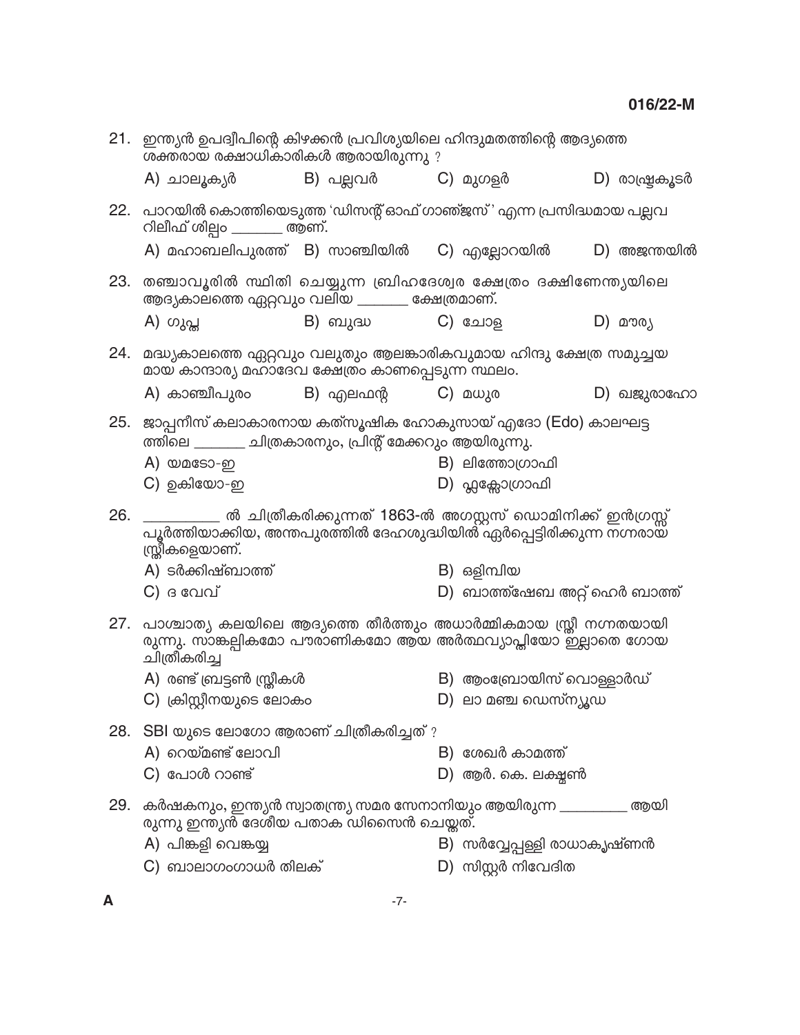21. ഇന്ത്യൻ ഉപദ്വീപിന്റെ കിഴക്കൻ പ്രവിശ്യയിലെ ഹിന്ദുമതത്തിന്റെ ആദ്യത്തെ ശക്തരായ രക്ഷാധികാരികൾ ആരായിരുന്നു ?

   A) ചാലൂക്യർ  B) പല്ലവർ  C) മുഗളർ  D) രാഷ്ട്രകൂടർ

22. പാറയിൽ കൊത്തിയെടുത്ത 'ഡിസന്റ് ഓഫ് ഗാഞ്ജസ്' എന്ന പ്രസിദ്ധമായ പല്ലവ റിലീഫ് ശില്പം _______ ആണ്.

   A) മഹാബലിപുരത്ത്  B) സാഞ്ചിയിൽ  C) എല്ലോറയിൽ  D) അജന്തയിൽ

23. തഞ്ചാവൂരിൽ സ്ഥിതി ചെയ്യുന്ന ബ്രിഹദേശ്വര ക്ഷേത്രം ദക്ഷിണേന്ത്യയിലെ ആദ്യകാലത്തെ ഏറ്റവും വലിയ _______ ക്ഷേത്രമാണ്.

   A) ഗുപ്ത  B) ബുദ്ധ  C) ചോള  D) മൗര്യ

24. മദ്ധ്യകാലത്തെ ഏറ്റവും വലുതും ആലങ്കാരികവുമായ ഹിന്ദു ക്ഷേത്ര സമുച്ചയ മായ കാന്ദാര്യ മഹാദേവ ക്ഷേത്രം കാണപ്പെടുന്ന സ്ഥലം.

   A) കാഞ്ചീപുരം  B) എലഫന്റ  C) മധുര  D) ഖജുരാഹോ

25. ജാപ്പനീസ് കലാകാരനായ കത്സൂഷിക ഹോകുസായ് എദോ (Edo) കാലഘട്ട ത്തിലെ _______ ചിത്രകാരനും, പ്രിന്റ് മേക്കറും ആയിരുന്നു.

   A) യമടോ-ഇ
   B) ലിത്തോഗ്രാഫി
   C) ഉകിയോ-ഇ
   D) ഫ്ലക്സോഗ്രാഫി

26. __________ ൽ ചിത്രീകരിക്കുന്നത് 1863-ൽ അഗസ്റ്റസ് ഡൊമിനിക്ക് ഇൻഗ്രസ്സ് പൂർത്തിയാക്കിയ, അന്തപുരത്തിൽ ദേഹശുദ്ധിയിൽ ഏർപ്പെട്ടിരിക്കുന്ന നഗ്നരായ സ്ത്രീകളെയാണ്.

   A) ടർക്കിഷ്ബാത്ത്
   B) ഒളിമ്പിയ
   C) ദ വേവ്
   D) ബാത്ത്ഷേബ അറ്റ് ഹെർ ബാത്ത്

27. പാശ്ചാത്യ കലയിലെ ആദ്യത്തെ തീർത്തും അധാർമ്മികമായ സ്ത്രീ നഗ്നതയായി രുന്നു. സാങ്കല്പികമോ പൗരാണികമോ ആയ അർത്ഥവ്യാപ്തിയോ ഇല്ലാതെ ഗോയ ചിത്രീകരിച്ച

   A) രണ്ട് ബ്രട്ടൺ സ്ത്രീകൾ
   B) ആംബ്രോയിസ് വൊള്ളാർഡ്
   C) ക്രിസ്റ്റീനയുടെ ലോകം
   D) ലാ മഞ്ച ഡെസ്ന്യൂഡ

28. SBI യുടെ ലോഗോ ആരാണ് ചിത്രീകരിച്ചത് ?

   A) റെയ്മണ്ട് ലോവി
   B) ശേഖർ കാമത്ത്
   C) പോൾ റാണ്ട്
   D) ആർ. കെ. ലക്ഷ്മൺ

29. കർഷകനും, ഇന്ത്യൻ സ്വാതന്ത്ര്യ സമര സേനാനിയും ആയിരുന്ന _________ ആയി രുന്നു ഇന്ത്യൻ ദേശീയ പതാക ഡിസൈൻ ചെയ്തത്.

   A) പിങ്കളി വെങ്കയ്യ
   B) സർവ്വേപ്പള്ളി രാധാകൃഷ്ണൻ
   C) ബാലാഗംഗാധർ തിലക്
   D) സിസ്റ്റർ നിവേദിത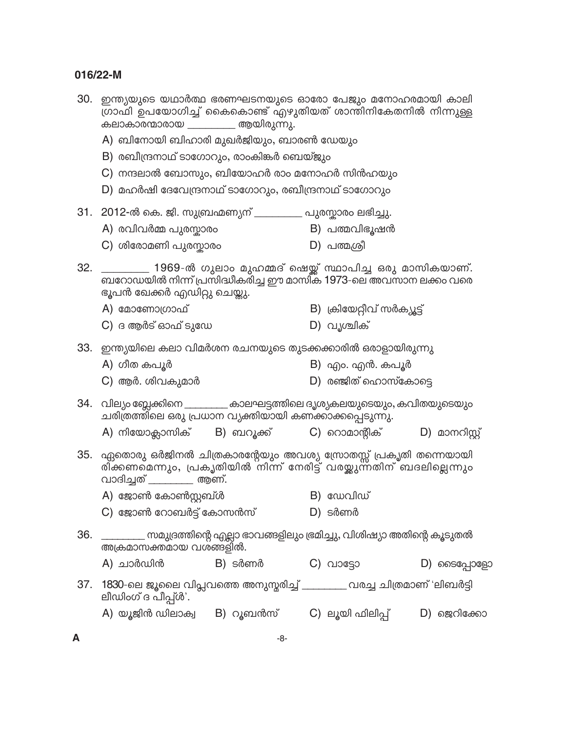30. ഇന്ത്യയുടെ യഥാർത്ഥ ഭരണഘടനയുടെ ഓരോ പേജും മനോഹരമായി കാലിഗ്രാഫി ഉപയോഗിച്ച് കൈകൊണ്ട് എഴുതിയത് ശാന്തിനികേതനിൽ നിന്നുള്ള കലാകാരന്മാരായ _________ ആയിരുന്നു.

   A) ബിനോയി ബിഹാരി മുഖർജിയും, ബാരൺ ഡേയും
   B) രബീന്ദ്രനാഥ് ടാഗോറും, രാംകിങ്കർ ബെയ്ജും
   C) നന്ദലാൽ ബോസും, ബിയോഹർ രാം മനോഹർ സിൻഹയും
   D) മഹർഷി ദേവേന്ദ്രനാഥ് ടാഗോറും, രബീന്ദ്രനാഥ് ടാഗോറും

31. 2012-ൽ കെ. ജി. സുബ്രഹ്മണ്യന് _________ പുരസ്കാരം ലഭിച്ചു.

   A) രവിവർമ്മ പുരസ്കാരം
   B) പത്മവിഭൂഷൻ
   C) ശിരോമണി പുരസ്കാരം
   D) പത്മശ്രീ

32. _________ 1969-ൽ ഗുലാം മുഹമ്മദ് ഷെയ്ഖ് സ്ഥാപിച്ച ഒരു മാസികയാണ്. ബറോഡയിൽ നിന്ന് പ്രസിദ്ധീകരിച്ച ഈ മാസിക 1973-ലെ അവസാന ലക്കം വരെ ഭൂപൻ ഖേക്കർ എഡിറ്റു ചെയ്തു.

   A) മോണോഗ്രാഫ്
   B) ക്രിയേറ്റീവ് സർക്യൂട്ട്
   C) ദ ആർട് ഓഫ് ടുഡേ
   D) വൃശ്ചിക്

33. ഇന്ത്യയിലെ കലാ വിമർശന രചനയുടെ തുടക്കക്കാരിൽ ഒരാളായിരുന്നു

   A) ഗീത കപൂർ
   B) എം. എൻ. കപൂർ
   C) ആർ. ശിവകുമാർ
   D) രഞ്ജിത് ഹൊസ്കോട്ടെ

34. വില്യം ബ്ലേക്കിനെ _________ കാലഘട്ടത്തിലെ ദൃശ്യകലയുടെയും, കവിതയുടെയും ചരിത്രത്തിലെ ഒരു പ്രധാന വ്യക്തിയായി കണക്കാക്കപ്പെടുന്നു.

   A) നിയോക്ലാസിക്
   B) ബറൂക്ക്
   C) റൊമാന്റിക്
   D) മാനറിസ്റ്റ്

35. ഏതൊരു ഒർജിനൽ ചിത്രകാരന്റേയും അവശ്യ സ്രോതസ്സ് പ്രകൃതി തന്നെയായിരിക്കണമെന്നും, പ്രകൃതിയിൽ നിന്ന് നേരിട്ട് വരയ്ക്കുന്നതിന് ബദലില്ലെന്നും വാദിച്ചത് _________ ആണ്.

   A) ജോൺ കോൺസ്റ്റബ്ൾ
   B) ഡേവിഡ്
   C) ജോൺ റോബർട്ട് കോസൻസ്
   D) ടർണർ

36. _________ സമുദ്രത്തിന്റെ എല്ലാ ഭാവങ്ങളിലും ഭ്രമിച്ചു, വിശിഷ്യാ അതിന്റെ കൂടുതൽ അക്രമാസക്തമായ വശങ്ങളിൽ.

   A) ചാർഡിൻ
   B) ടർണർ
   C) വാട്ടോ
   D) ടൈപ്പോളോ

37. 1830-ലെ ജൂലൈ വിപ്ലവത്തെ അനുസ്മരിച്ച് _________ വരച്ച ചിത്രമാണ് 'ലിബർട്ടി ലീഡിംഗ് ദ പീപ്പ്ൾ'.

   A) യൂജിൻ ഡിലാക്വ
   B) റൂബൻസ്
   C) ലൂയി ഫിലിപ്പ്
   D) ജെറിക്കോ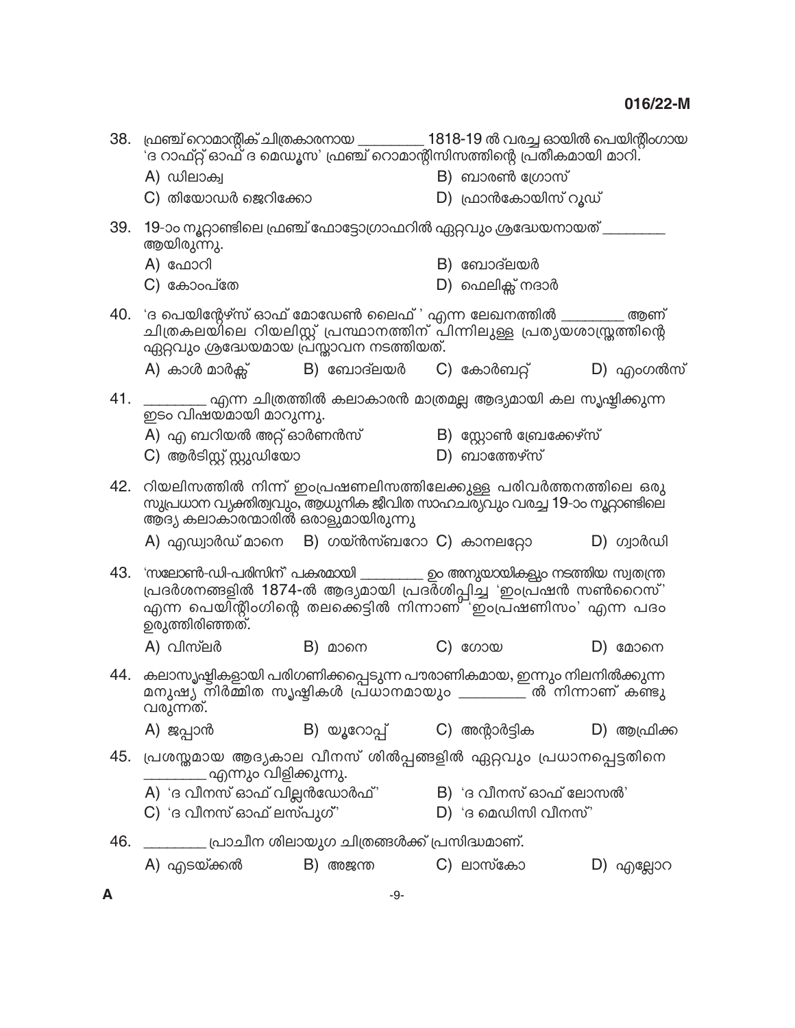38. ഫ്രഞ്ച് റൊമാന്റിക് ചിത്രകാരനായ _________ 1818-19 ൽ വരച്ച ഓയിൽ പെയിന്റിംഗായ 'ദ റാഫ്റ്റ് ഓഫ് ദ മെഡൂസ' ഫ്രഞ്ച് റൊമാന്റിസിസത്തിന്റെ പ്രതീകമായി മാറി.

A) ഡിലാക്വ
B) ബാരൺ ഗ്രോസ്
C) തിയോഡർ ജെറിക്കോ
D) ഫ്രാൻകോയിസ് റൂഡ്

39. 19-ാം നൂറ്റാണ്ടിലെ ഫ്രഞ്ച് ഫോട്ടോഗ്രാഫറിൽ ഏറ്റവും ശ്രദ്ധേയനായത് _________ ആയിരുന്നു.

A) ഫോറി
B) ബോദ്‌ലയർ
C) കോംപ്തേ
D) ഫെലിക്സ് നദാർ

40. 'ദ പെയിന്റേഴ്സ് ഓഫ് മോഡേൺ ലൈഫ് ' എന്ന ലേഖനത്തിൽ _________ ആണ് ചിത്രകലയിലെ റിയലിസ്റ്റ് പ്രസ്ഥാനത്തിന് പിന്നിലുള്ള പ്രത്യയശാസ്ത്രത്തിന്റെ ഏറ്റവും ശ്രദ്ധേയമായ പ്രസ്താവന നടത്തിയത്.

A) കാൾ മാർക്സ്
B) ബോദ്‌ലയർ
C) കോർബറ്റ്
D) എംഗൽസ്

41. _________ എന്ന ചിത്രത്തിൽ കലാകാരൻ മാത്രമല്ല ആദ്യമായി കല സൃഷ്ടിക്കുന്ന ഇടം വിഷയമായി മാറുന്നു.

A) എ ബറിയൽ അറ്റ് ഓർണൻസ്
B) സ്റ്റോൺ ബ്രേക്കേഴ്സ്
C) ആർടിസ്റ്റ് സ്റ്റുഡിയോ
D) ബാത്തേഴ്സ്

42. റിയലിസത്തിൽ നിന്ന് ഇംപ്രഷണലിസത്തിലേക്കുള്ള പരിവർത്തനത്തിലെ ഒരു സുപ്രധാന വ്യക്തിത്വവും, ആധുനിക ജീവിത സാഹചര്യവും വരച്ച 19-ാം നൂറ്റാണ്ടിലെ ആദ്യ കലാകാരന്മാരിൽ ഒരാളുമായിരുന്നു

A) എഡ്വാർഡ് മാനെ
B) ഗയ്ൻസ്ബറോ
C) കാനലറ്റോ
D) ഗ്വാർഡി

43. 'സലോൺ-ഡി-പരിസിന്' പകരമായി _________ ഉം അനുയായികളും നടത്തിയ സ്വതന്ത്ര പ്രദർശനങ്ങളിൽ 1874-ൽ ആദ്യമായി പ്രദർശിപ്പിച്ച 'ഇംപ്രഷൻ സൺറൈസ്' എന്ന പെയിന്റിംഗിന്റെ തലക്കെട്ടിൽ നിന്നാണ് 'ഇംപ്രഷണിസം' എന്ന പദം ഉരുത്തിരിഞ്ഞത്.

A) വിസ്‌ലർ
B) മാനെ
C) ഗോയ
D) മോനെ

44. കലാസൃഷ്ടികളായി പരിഗണിക്കപ്പെടുന്ന പൗരാണികമായ, ഇന്നും നിലനിൽക്കുന്ന മനുഷ്യ നിർമ്മിത സൃഷ്ടികൾ പ്രധാനമായും _________ ൽ നിന്നാണ് കണ്ടു വരുന്നത്.

A) ജപ്പാൻ
B) യൂറോപ്പ്
C) അന്റാർട്ടിക
D) ആഫ്രിക്ക

45. പ്രശസ്തമായ ആദ്യകാല വീനസ് ശിൽപ്പങ്ങളിൽ ഏറ്റവും പ്രധാനപ്പെട്ടതിനെ _________ എന്നും വിളിക്കുന്നു.

A) 'ദ വീനസ് ഓഫ് വില്ലൻഡോർഫ്'
B) 'ദ വീനസ് ഓഫ് ലോസൽ'
C) 'ദ വീനസ് ഓഫ് ലസ്പുഗ്'
D) 'ദ മെഡിസി വീനസ്'

46. _________ പ്രാചീന ശിലായുഗ ചിത്രങ്ങൾക്ക് പ്രസിദ്ധമാണ്.

A) എടയ്ക്കൽ
B) അജന്ത
C) ലാസ്കോ
D) എല്ലോറ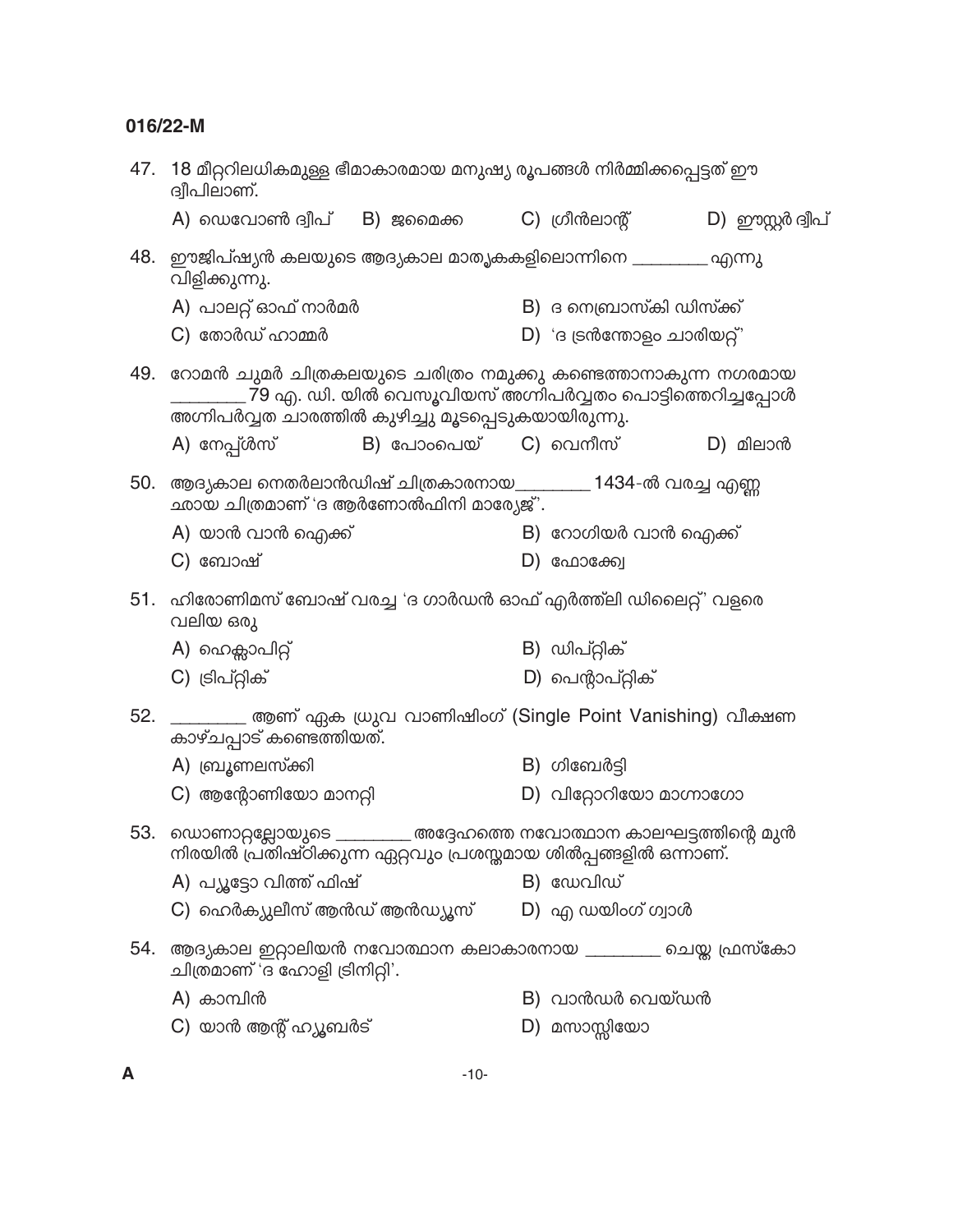47. 18 മീറ്ററിലധികമുള്ള ഭീമാകാരമായ മനുഷ്യ രൂപങ്ങൾ നിർമ്മിക്കപ്പെട്ടത് ഈ ദ്വീപിലാണ്.

A) ഡെവോൺ ദ്വീപ്
B) ജമൈക്ക
C) ഗ്രീൻലാന്റ്
D) ഈസ്റ്റർ ദ്വീപ്

48. ഈജിപ്ഷ്യൻ കലയുടെ ആദ്യകാല മാതൃകകളിലൊന്നിനെ ________ എന്നു വിളിക്കുന്നു.

A) പാലറ്റ് ഓഫ് നാർമർ
B) ദ നെബ്രാസ്കി ഡിസ്ക്ക്
C) തോർഡ് ഹാമ്മർ
D) 'ദ ട്രൻന്തോളം ചാരിയറ്റ്'

49. റോമൻ ചുമർ ചിത്രകലയുടെ ചരിത്രം നമുക്കു കണ്ടെത്താനാകുന്ന നഗരമായ ________ 79 എ. ഡി. യിൽ വെസൂവിയസ് അഗ്നിപർവ്വതം പൊട്ടിത്തെറിച്ചപ്പോൾ അഗ്നിപർവ്വത ചാരത്തിൽ കുഴിച്ചു മൂടപ്പെടുകയായിരുന്നു.

A) നേപ്പ്ൾസ്
B) പോംപെയ്
C) വെനീസ്
D) മിലാൻ

50. ആദ്യകാല നെതർലാൻഡിഷ് ചിത്രകാരനായ ________ 1434-ൽ വരച്ച എണ്ണ ഛായ ചിത്രമാണ് 'ദ ആർണോൽഫിനി മാര്യേജ്'.

A) യാൻ വാൻ ഐക്ക്
B) റോഗിയർ വാൻ ഐക്ക്
C) ബോഷ്
D) ഫോക്കേ

51. ഹിരോണിമസ് ബോഷ് വരച്ച 'ദ ഗാർഡൻ ഓഫ് എർത്ത്ലി ഡിലൈറ്റ്' വളരെ വലിയ ഒരു

A) ഹെക്സാപിറ്റ്
B) ഡിപ്റ്റിക്
C) ട്രിപ്റ്റിക്
D) പെന്റാപ്റ്റിക്

52. ________ ആണ് ഏക ധ്രുവ വാണിഷിംഗ് (Single Point Vanishing) വീക്ഷണ കാഴ്ചപ്പാട് കണ്ടെത്തിയത്.

A) ബ്രൂണലസ്കി
B) ഗിബേർട്ടി
C) ആന്റോണിയോ മാനറ്റി
D) വിറ്റോറിയോ മാഗാഗോ

53. ഡൊണാറ്റല്ലോയുടെ ________ അദ്ദേഹത്തെ നവോത്ഥാന കാലഘട്ടത്തിന്റെ മുൻ നിരയിൽ പ്രതിഷ്ഠിക്കുന്ന ഏറ്റവും പ്രശസ്തമായ ശിൽപ്പങ്ങളിൽ ഒന്നാണ്.

A) പ്യൂട്ടോ വിത്ത് ഫിഷ്
B) ഡേവിഡ്
C) ഹെർക്യുലീസ് ആൻഡ് ആൻഡ്യൂസ്
D) എ ഡയിംഗ് ഗ്വാൾ

54. ആദ്യകാല ഇറ്റാലിയൻ നവോത്ഥാന കലാകാരനായ ________ ചെയ്ത ഫ്രസ്കോ ചിത്രമാണ് 'ദ ഹോളി ട്രിനിറ്റി'.

A) കാമ്പിൻ
B) വാൻഡർ വെയ്ഡൻ
C) യാൻ ആന്റ് ഹ്യൂബർട്
D) മസാസ്സിയോ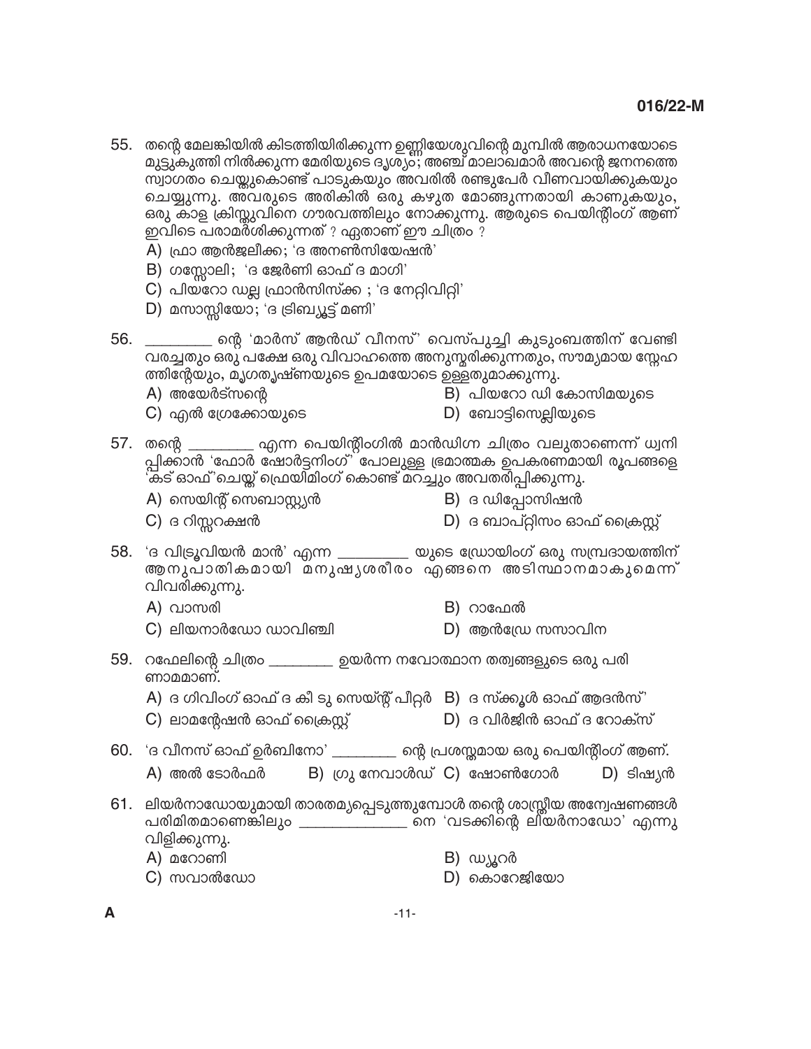55. തന്റെ മേലങ്കിയിൽ കിടത്തിയിരിക്കുന്ന ഉണ്ണിയേശുവിന്റെ മുമ്പിൽ ആരാധനയോടെ മുട്ടുകുത്തി നിൽക്കുന്ന മേരിയുടെ ദൃശ്യം; അഞ്ച് മാലാഖമാർ അവന്റെ ജനനത്തെ സ്വാഗതം ചെയ്തുകൊണ്ട് പാടുകയും അവരിൽ രണ്ടുപേർ വീണവായിക്കുകയും ചെയ്യുന്നു. അവരുടെ അരികിൽ ഒരു കഴുത മോങ്ങുന്നതായി കാണുകയും, ഒരു കാള ക്രിസ്തുവിനെ ഗൗരവത്തിലും നോക്കുന്നു. ആരുടെ പെയിന്റിംഗ് ആണ് ഇവിടെ പരാമർശിക്കുന്നത് ? ഏതാണ് ഈ ചിത്രം ?
    - A) ഫ്രാ ആൻജലീക്ക; 'ദ അനൺസിയേഷൻ'
    - B) ഗസ്സോലി; 'ദ ജേർണി ഓഫ് ദ മാഗി'
    - C) പിയറോ ഡല്ല ഫ്രാൻസിസ്ക്ക ; 'ദ നേറ്റിവിറ്റി'
    - D) മസാസ്സിയോ; 'ദ ട്രിബ്യൂട്ട് മണി'

56. _________ ന്റെ 'മാർസ് ആൻഡ് വീനസ്' വെസ്പുച്ചി കുടുംബത്തിന് വേണ്ടി വരച്ചതും ഒരു പക്ഷേ ഒരു വിവാഹത്തെ അനുസ്മരിക്കുന്നതും, സൗമ്യമായ സ്നേഹത്തിന്റേയും, മൃഗതൃഷ്ണയുടെ ഉപമയോടെ ഉള്ളതുമാക്കുന്നു.
    - A) അയേർട്സന്റെ
    - B) പിയറോ ഡി കോസിമയുടെ
    - C) എൽ ഗ്രേക്കോയുടെ
    - D) ബോട്ടിസെല്ലിയുടെ

57. തന്റെ _________ എന്ന പെയിന്റിംഗിൽ മാൻഡിഗന ചിത്രം വലുതാണെന്ന് ധ്വനിപ്പിക്കാൻ 'ഫോർ ഷോർട്ടനിംഗ്' പോലുള്ള ഭ്രമാത്മക ഉപകരണമായി രൂപങ്ങളെ 'കട് ഓഫ്' ചെയ്ത് ഫ്രെയിമിംഗ് കൊണ്ട് മറച്ചും അവതരിപ്പിക്കുന്നു.
    - A) സെയിന്റ് സെബാസ്റ്റ്യൻ
    - B) ദ ഡിപ്പോസിഷൻ
    - C) ദ റിസ്സറക്ഷൻ
    - D) ദ ബാപ്റ്റിസം ഓഫ് ക്രൈസ്റ്റ്

58. 'ദ വിട്രൂവിയൻ മാൻ' എന്ന _________ യുടെ ഡ്രോയിംഗ് ഒരു സമ്പ്രദായത്തിന് ആനുപാതികമായി മനുഷ്യശരീരം എങ്ങനെ അടിസ്ഥാനമാകുമെന്ന് വിവരിക്കുന്നു.
    - A) വാസരി
    - B) റാഫേൽ
    - C) ലിയനാർഡോ ഡാവിഞ്ചി
    - D) ആൻഡ്രേ സസാവിന

59. റഫേലിന്റെ ചിത്രം _________ ഉയർന്ന നവോത്ഥാന തത്വങ്ങളുടെ ഒരു പരിണാമമാണ്.
    - A) ദ ഗിവിംഗ് ഓഫ് ദ കീ ടു സെയ്ന്റ് പീറ്റർ
    - B) ദ സ്ക്കൂൾ ഓഫ് ആദൻസ്
    - C) ലാമന്റേഷൻ ഓഫ് ക്രൈസ്റ്റ്
    - D) ദ വിർജിൻ ഓഫ് ദ റോക്സ്

60. 'ദ വീനസ് ഓഫ് ഉർബിനോ' _________ ന്റെ പ്രശസ്തമായ ഒരു പെയിന്റിംഗ് ആണ്.
    - A) അൽ ടോർഫർ
    - B) ഗ്രു നേവാൾഡ്
    - C) ഷോൺഗോർ
    - D) ടിഷ്യൻ

61. ലിയർനാഡോയുമായി താരതമ്യപ്പെടുത്തുമ്പോൾ തന്റെ ശാസ്ത്രീയ അന്വേഷണങ്ങൾ പരിമിതമാണെങ്കിലും _____________ നെ 'വടക്കിന്റെ ലിയർനാഡോ' എന്നു വിളിക്കുന്നു.
    - A) മറോണി
    - B) ഡ്യൂറർ
    - C) സവാൾഡോ
    - D) കൊറേജിയോ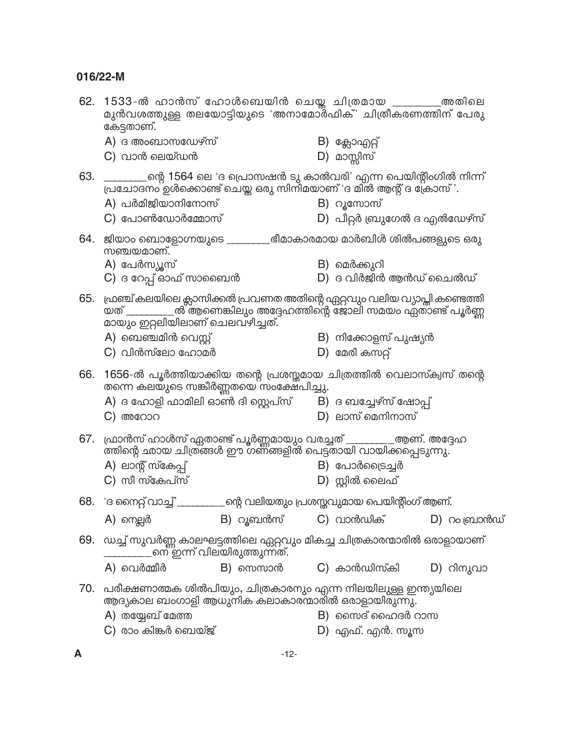62. 1533-ൽ ഹാൻസ് ഹോൾബെയിൻ ചെയ്ത ചിത്രമായ ________ അതിലെ മുൻവശത്തുള്ള തലയോട്ടിയുടെ 'അനാമോർഫിക്' ചിത്രീകരണത്തിന് പേരു കേട്ടതാണ്.

A) ദ അംബാസഡേഴ്സ്
B) ക്ലോഎറ്റ്
C) വാൻ ലെയ്ഡൻ
D) മാസ്സിസ്

63. ________ ന്റെ 1564 ലെ 'ദ പ്രൊസഷൻ ടു കാൽവരി' എന്ന പെയിന്റിംഗിൽ നിന്ന് പ്രചോദനം ഉൾക്കൊണ്ട് ചെയ്ത ഒരു സിനിമയാണ് 'ദ മിൽ ആന്റ് ദ ക്രോസ്'.

A) പർമിജിയാനിനോസ്
B) റൂസോസ്
C) പോൺഡോർമ്മോസ്
D) പീറ്റർ ബ്രൂഗേൽ ദ എൽഡേഴ്സ്

64. ജിയാം ബൊളോഗ്നയുടെ ________ ഭീമാകാരമായ മാർബിൾ ശിൽപങ്ങളുടെ ഒരു സഞ്ചയമാണ്.

A) പേർസ്യൂസ്
B) മെർക്കുറി
C) ദ റേപ്പ് ഓഫ് സാബൈൻ
D) ദ വിർജിൻ ആൻഡ് ചൈൽഡ്

65. ഫ്രഞ്ച് കലയിലെ ക്ലാസിക്കൽ പ്രവണത അതിന്റെ ഏറ്റവും വലിയ വ്യാപ്തി കണ്ടെത്തിയത് ________ ൽ ആണെങ്കിലും അദ്ദേഹത്തിന്റെ ജോലി സമയം ഏതാണ്ട് പൂർണ്ണമായും ഇറ്റലിയിലാണ് ചെലവഴിച്ചത്.

A) ബെഞ്ചമിൻ വെസ്റ്റ്
B) നിക്കോളസ് പുഷ്യൻ
C) വിൻസ്ലോ ഹോമർ
D) മേരി കസറ്റ്

66. 1656-ൽ പൂർത്തിയാക്കിയ തന്റെ പ്രശസ്തമായ ചിത്രത്തിൽ വെലാസ്ക്വസ് തന്റെ തന്നെ കലയുടെ സങ്കീർണ്ണതയെ സംക്ഷേപിച്ചു.

A) ദ ഹോളി ഫാമിലി ഓൺ ദി സ്റ്റെപ്സ്
B) ദ ബച്ചേഴ്സ് ഷോപ്പ്
C) അറോറ
D) ലാസ് മെനിനാസ്

67. ഫ്രാൻസ് ഹാൾസ് ഏതാണ്ട് പൂർണ്ണമായും വരച്ചത് ________ ആണ്. അദ്ദേഹത്തിന്റെ ഛായ ചിത്രങ്ങൾ ഈ ഗണങ്ങളിൽ പെട്ടതായി വായിക്കപ്പെടുന്നു.

A) ലാന്റ് സ്കേപ്പ്
B) പോർട്രൈച്ചർ
C) സീ സ്കേപ്സ്
D) സ്റ്റിൽ ലൈഫ്

68. 'ദ നൈറ്റ് വാച്ച്' ________ ന്റെ വലിയതും പ്രശസ്തവുമായ പെയിന്റിംഗ് ആണ്.

A) നെല്ലർ
B) റൂബൻസ്
C) വാൻഡിക്
D) റംബ്രാൻഡ്

69. ഡച്ച് സുവർണ്ണ കാലഘട്ടത്തിലെ ഏറ്റവും മികച്ച ചിത്രകാരന്മാരിൽ ഒരാളായാണ് ________ നെ ഇന്ന് വിലയിരുത്തുന്നത്.

A) വെർമ്മീർ
B) സെസാൻ
C) കാൻഡിസ്കി
D) റിനുവാ

70. പരീക്ഷണാത്മക ശിൽപിയും, ചിത്രകാരനും എന്ന നിലയിലുള്ള ഇന്ത്യയിലെ ആദ്യകാല ബംഗാളി ആധുനിക കലാകാരന്മാരിൽ ഒരാളായിരുന്നു.

A) തയ്യേബ് മേത്ത
B) സൈദ് ഹൈദർ റാസ
C) രാം കിങ്കർ ബെയ്ജ്
D) എഫ്. എൻ. സൂസ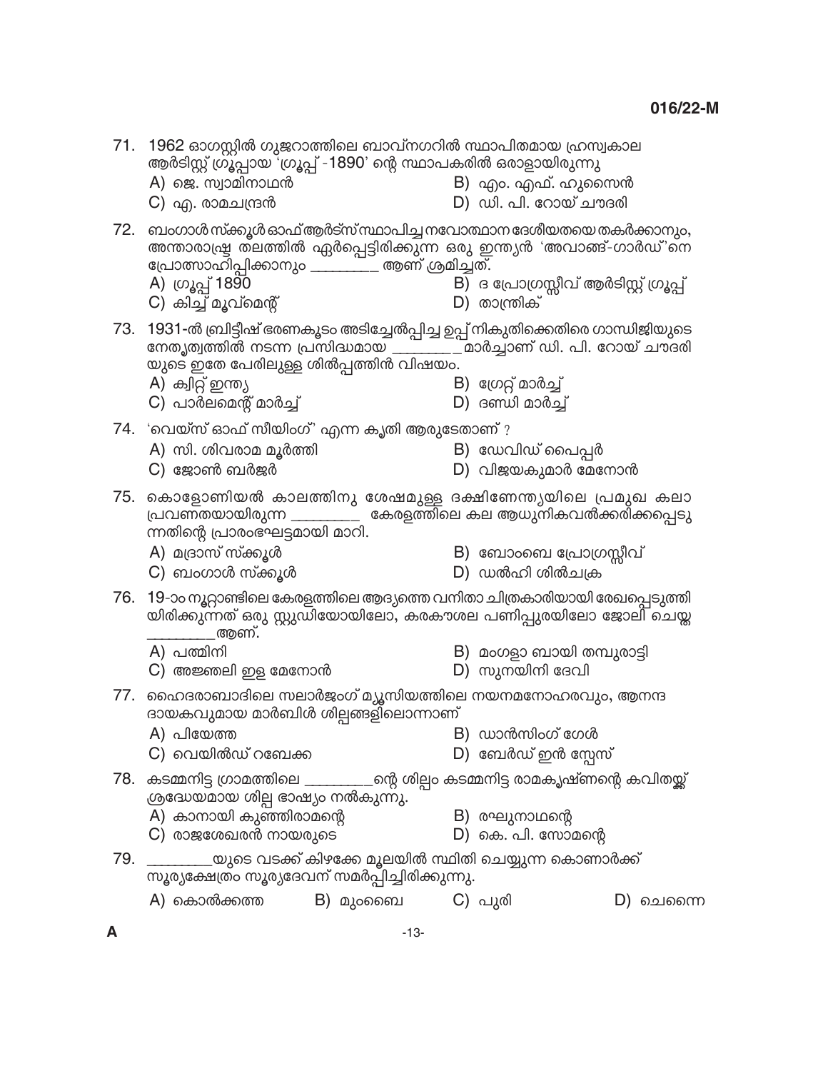71. 1962 ഓഗസ്റ്റിൽ ഗുജറാത്തിലെ ബാവ്നഗറിൽ സ്ഥാപിതമായ ഹ്രസ്വകാല ആർടിസ്റ്റ് ഗ്രൂപ്പായ 'ഗ്രൂപ്പ് -1890' ന്റെ സ്ഥാപകരിൽ ഒരാളായിരുന്നു

A) ജെ. സ്വാമിനാഥൻ
B) എം. എഫ്. ഹുസൈൻ
C) എ. രാമചന്ദ്രൻ
D) ഡി. പി. റോയ് ചൗദരി

72. ബംഗാൾ സ്ക്കൂൾ ഓഫ് ആർട്സ് സ്ഥാപിച്ച നവോത്ഥാന ദേശീയതയെ തകർക്കാനും, അന്താരാഷ്ട്ര തലത്തിൽ ഏർപ്പെട്ടിരിക്കുന്ന ഒരു ഇന്ത്യൻ 'അവാങ്ങ്-ഗാർഡ്'നെ പ്രോത്സാഹിപ്പിക്കാനും _________ ആണ് ശ്രമിച്ചത്.

A) ഗ്രൂപ്പ് 1890
B) ദ പ്രോഗ്രസ്സീവ് ആർടിസ്റ്റ് ഗ്രൂപ്പ്
C) കിച്ച് മൂവ്മെന്റ്
D) താന്ത്രിക്

73. 1931-ൽ ബ്രിട്ടീഷ് ഭരണകൂടം അടിച്ചേൽപ്പിച്ച ഉപ്പ് നികുതിക്കെതിരെ ഗാന്ധിജിയുടെ നേതൃത്വത്തിൽ നടന്ന പ്രസിദ്ധമായ _________ മാർച്ചാണ് ഡി. പി. റോയ് ചൗദരി യുടെ ഇതേ പേരിലുള്ള ശിൽപ്പത്തിൻ വിഷയം.

A) ക്വിറ്റ് ഇന്ത്യ
B) ഗ്രേറ്റ് മാർച്ച്
C) പാർലമെന്റ് മാർച്ച്
D) ദണ്ഡി മാർച്ച്

74. 'വെയ്സ് ഓഫ് സീയിംഗ്' എന്ന കൃതി ആരുടേതാണ് ?

A) സി. ശിവരാമ മൂർത്തി
B) ഡേവിഡ് പൈപ്പർ
C) ജോൺ ബർജർ
D) വിജയകുമാർ മേനോൻ

75. കൊളോണിയൽ കാലത്തിനു ശേഷമുള്ള ദക്ഷിണേന്ത്യയിലെ പ്രമുഖ കലാ പ്രവണതയായിരുന്ന _________ കേരളത്തിലെ കല ആധുനികവൽക്കരിക്കപ്പെടുന്നതിന്റെ പ്രാരംഭഘട്ടമായി മാറി.

A) മദ്രാസ് സ്ക്കൂൾ
B) ബോംബെ പ്രോഗ്രസ്സീവ്
C) ബംഗാൾ സ്ക്കൂൾ
D) ഡൽഹി ശിൽചക്ര

76. 19-ാം നൂറ്റാണ്ടിലെ കേരളത്തിലെ ആദ്യത്തെ വനിതാ ചിത്രകാരിയായി രേഖപ്പെടുത്തിയിരിക്കുന്നത് ഒരു സ്റ്റുഡിയോയിലോ, കരകൗശല പണിപ്പുരയിലോ ജോലി ചെയ്ത _________ ആണ്.

A) പത്മിനി
B) മംഗളാ ബായി തമ്പുരാട്ടി
C) അഞ്ജലി ഇള മേനോൻ
D) സുനയിനി ദേവി

77. ഹൈദരാബാദിലെ സലാർജംഗ് മ്യൂസിയത്തിലെ നയനമനോഹരവും, ആനന്ദ ദായകവുമായ മാർബിൾ ശില്പങ്ങളിലൊന്നാണ്

A) പിയേത്ത
B) ഡാൻസിംഗ് ഗേൾ
C) വെയിൽഡ് റബേക്ക
D) ബേർഡ് ഇൻ സ്പേസ്

78. കടമ്മനിട്ട ഗ്രാമത്തിലെ _________ന്റെ ശില്പം കടമ്മനിട്ട രാമകൃഷ്ണന്റെ കവിതയ്ക്ക് ശ്രദ്ധേയമായ ശില്പ ഭാഷ്യം നൽകുന്നു.

A) കാനായി കുഞ്ഞിരാമന്റെ
B) രഘുനാഥന്റെ
C) രാജശേഖരൻ നായരുടെ
D) കെ. പി. സോമന്റെ

79. _________യുടെ വടക്ക് കിഴക്കേ മൂലയിൽ സ്ഥിതി ചെയ്യുന്ന കൊണാർക്ക് സൂര്യക്ഷേത്രം സൂര്യദേവന് സമർപ്പിച്ചിരിക്കുന്നു.

A) കൊൽക്കത്ത
B) മുംബൈ
C) പുരി
D) ചെന്നൈ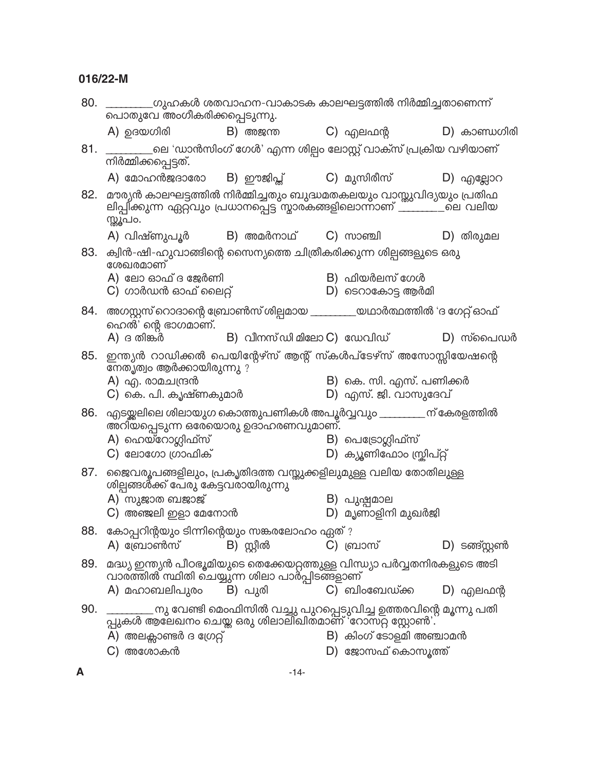80. ________ഗുഹകൾ ശതവാഹന-വാകാടക കാലഘട്ടത്തിൽ നിർമ്മിച്ചതാണെന്ന് പൊതുവേ അംഗീകരിക്കപ്പെടുന്നു.

A) ഉദയഗിരി B) അജന്ത C) എലഫന്റ D) കാണ്ഡഗിരി

81. ________ലെ 'ഡാൻസിംഗ് ഗേൾ' എന്ന ശില്പം ലോസ്റ്റ് വാക്സ് പ്രക്രിയ വഴിയാണ് നിർമ്മിക്കപ്പെട്ടത്.

A) മോഹൻജദാരോ B) ഈജിപ്ത് C) മുസിരിസ് D) എല്ലോറ

82. മൗര്യൻ കാലഘട്ടത്തിൽ നിർമ്മിച്ചതും ബുദ്ധമതകലയും വാസ്തുവിദ്യയും പ്രതിഫലിപ്പിക്കുന്ന ഏറ്റവും പ്രധാനപ്പെട്ട സ്മാരകങ്ങളിലൊന്നാണ് ________ലെ വലിയ സ്തൂപം.

A) വിഷ്ണുപൂർ B) അമർനാഥ് C) സാഞ്ചി D) തിരുമല

83. ക്വിൻ-ഷി-ഹുവാങിന്റെ സൈന്യത്തെ ചിത്രീകരിക്കുന്ന ശില്പങ്ങളുടെ ഒരു ശേഖരമാണ്

A) ലോ ഓഫ് ദ ജേർണി
B) ഫിയർലസ് ഗേൾ
C) ഗാർഡൻ ഓഫ് ലൈറ്റ്
D) ടെറാകോട്ട ആർമി

84. അഗസ്റ്റസ് റൊദാന്റെ ബ്രോൺസ് ശില്പമായ ________യഥാർത്ഥത്തിൽ 'ദ ഗേറ്റ് ഓഫ് ഹെൽ' ന്റെ ഭാഗമാണ്.

A) ദ തിങ്കർ B) വീനസ് ഡി മിലോ C) ഡേവിഡ് D) സ്പൈഡർ

85. ഇന്ത്യൻ റാഡിക്കൽ പെയിന്റേഴ്സ് ആന്റ് സ്കൾപ്ടേഴ്സ് അസോസ്സിയേഷന്റെ നേതൃത്വം ആർക്കായിരുന്നു ?

A) എ. രാമചന്ദ്രൻ
B) കെ. സി. എസ്. പണിക്കർ
C) കെ. പി. കൃഷ്ണകുമാർ
D) എസ്. ജി. വാസുദേവ്

86. എടയ്ക്കലിലെ ശിലായുഗ കൊത്തുപണികൾ അപൂർവ്വവും ________ന് കേരളത്തിൽ അറിയപ്പെടുന്ന ഒരേയൊരു ഉദാഹരണവുമാണ്.

A) ഹൈറോഗ്ലിഫ്സ്
B) പെട്രോഗ്ലിഫ്സ്
C) ലോഗോ ഗ്രാഫിക്
D) ക്യൂണിഫോം സ്ക്രിപ്റ്റ്

87. ജൈവരൂപങ്ങളിലും, പ്രകൃതിദത്ത വസ്തുക്കളിലുമുള്ള വലിയ തോതിലുള്ള ശില്പങ്ങൾക്ക് പേരു കേട്ടവരായിരുന്നു

A) സുജാത ബജാജ്
B) പുഷ്പമാല
C) അഞ്ജലി ഇളാ മേനോൻ
D) മൃണാളിനി മുഖർജി

88. കോപ്പറിന്റെയും ടിന്നിന്റെയും സങ്കരലോഹം ഏത് ?

A) ബ്രോൺസ് B) സ്റ്റീൽ C) ബ്രാസ് D) ടങ്ങ്സ്റ്റൺ

89. മദ്ധ്യ ഇന്ത്യൻ പീഠഭൂമിയുടെ തെക്കേയറ്റത്തുള്ള വിന്ധ്യാ പർവ്വതനിരകളുടെ അടിവാരത്തിൽ സ്ഥിതി ചെയ്യുന്ന ശിലാ പാർപ്പിടങ്ങളാണ്

A) മഹാബലിപുരം B) പുരി C) ബിംബേഡ്ക്ക D) എലഫന്റ

90. ________നു വേണ്ടി മെംഫിസിൽ വച്ചു പുറപ്പെടുവിച്ച ഉത്തരവിന്റെ മൂന്നു പതിപ്പുകൾ ആലേഖനം ചെയ്ത ഒരു ശിലാലിഖിതമാണ് 'റോസറ്റ സ്റ്റോൺ'.

A) അലക്സാണ്ടർ ദ ഗ്രേറ്റ്
B) കിംഗ് ടോളമി അഞ്ചാമൻ
C) അശോകൻ
D) ജോസഫ് കൊസൂത്ത്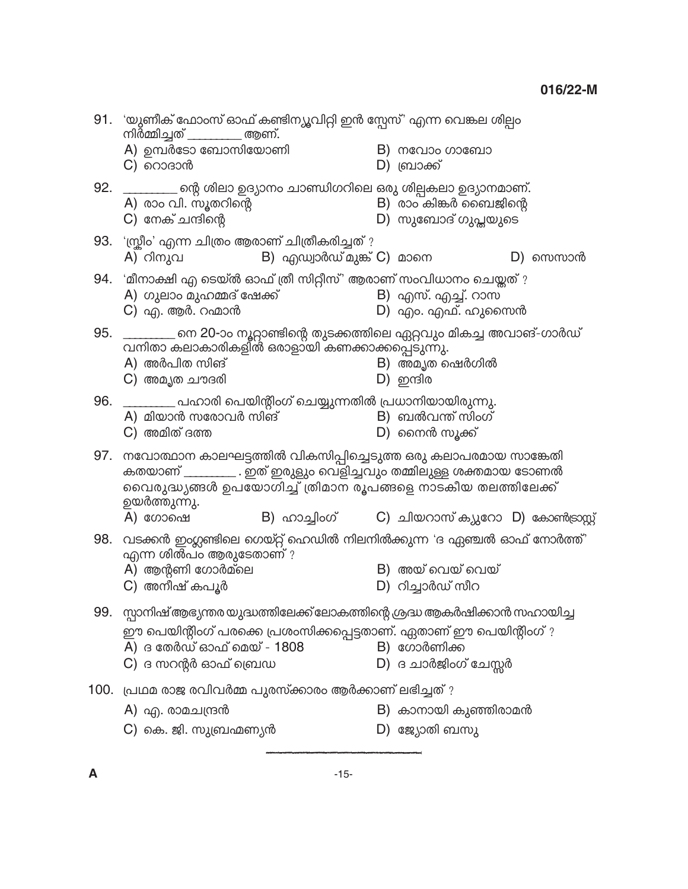91. 'യുണീക് ഫോംസ് ഓഫ് കണ്ടിന്യൂവിറ്റി ഇൻ സ്പേസ്' എന്ന വെങ്കല ശില്പം നിർമ്മിച്ചത് ________ ആണ്.

A) ഉമ്പർടോ ബോസിയോണി
B) നവോം ഗാബോ
C) റൊദാൻ
D) ബ്രാക്ക്

92. ________ ന്റെ ശിലാ ഉദ്യാനം ചാണ്ഡിഗറിലെ ഒരു ശില്പകലാ ഉദ്യാനമാണ്.

A) രാം വി. സൂതറിന്റെ
B) രാം കിങ്കർ ബൈജിന്റെ
C) നേക് ചന്ദിന്റെ
D) സുബോദ് ഗുപ്തയുടെ

93. 'സ്ക്രീം' എന്ന ചിത്രം ആരാണ് ചിത്രീകരിച്ചത് ?

A) റിനുവ
B) എഡ്വാർഡ് മുങ്ക്
C) മാനെ
D) സെസാൻ

94. 'മീനാക്ഷി എ ടെയ്ൽ ഓഫ് ത്രീ സിറ്റീസ്' ആരാണ് സംവിധാനം ചെയ്തത് ?

A) ഗുലാം മുഹമ്മദ് ഷേക്ക്
B) എസ്. എച്ച്. റാസ
C) എ. ആർ. റഹ്മാൻ
D) എം. എഫ്. ഹുസൈൻ

95. ________ നെ 20-ാം നൂറ്റാണ്ടിന്റെ തുടക്കത്തിലെ ഏറ്റവും മികച്ച അവാങ്-ഗാർഡ് വനിതാ കലാകാരികളിൽ ഒരാളായി കണക്കാക്കപ്പെടുന്നു.

A) അർപിത സിങ്
B) അമൃത ഷെർഗിൽ
C) അമൃത ചൗദരി
D) ഇന്ദിര

96. ________ പഹാരി പെയിന്റിംഗ് ചെയ്യുന്നതിൽ പ്രധാനിയായിരുന്നു.

A) മിയാൻ സരോവർ സിങ്
B) ബൽവന്ത് സിംഗ്
C) അമിത് ദത്ത
D) നൈൻ സുക്ക്

97. നവോത്ഥാന കാലഘട്ടത്തിൽ വികസിപ്പിച്ചെടുത്ത ഒരു കലാപരമായ സാങ്കേതിക കതയാണ് ________ . ഇത് ഇരുളും വെളിച്ചവും തമ്മിലുള്ള ശക്തമായ ടോണൽ വൈരുദ്ധ്യങ്ങൾ ഉപയോഗിച്ച് ത്രിമാന രൂപങ്ങളെ നാടകീയ തലത്തിലേക്ക് ഉയർത്തുന്നു.

A) ഗോഷെ
B) ഹാച്ചിംഗ്
C) ചിയറാസ് ക്യുറോ
D) കോൺട്രാസ്റ്റ്

98. വടക്കൻ ഇംഗ്ലണ്ടിലെ ഗെയ്റ്റ് ഹെഡിൽ നിലനിൽക്കുന്ന 'ദ ഏഞ്ചൽ ഓഫ് നോർത്ത്' എന്ന ശില്പം ആരുടേതാണ് ?

A) ആന്റണി ഗോർമ്ലെ
B) അയ് വെയ് വെയ്
C) അനീഷ് കപൂർ
D) റിച്ചാർഡ് സീറ

99. സ്പാനിഷ് ആഭ്യന്തര യുദ്ധത്തിലേക്ക് ലോകത്തിന്റെ ശ്രദ്ധ ആകർഷിക്കാൻ സഹായിച്ച ഈ പെയിന്റിംഗ് പരക്കെ പ്രശംസിക്കപ്പെട്ടതാണ്. ഏതാണ് ഈ പെയിന്റിംഗ് ?

A) ദ തേർഡ് ഓഫ് മെയ് - 1808
B) ഗോർണിക്ക
C) ദ സറന്റർ ഓഫ് ബ്രെഡ
D) ദ ചാർജിംഗ് ചേസ്സർ

100. പ്രഥമ രാജ രവിവർമ്മ പുരസ്ക്കാരം ആർക്കാണ് ലഭിച്ചത് ?

A) എ. രാമചന്ദ്രൻ
B) കാനായി കുഞ്ഞിരാമൻ
C) കെ. ജി. സുബ്രഹ്മണ്യൻ
D) ജ്യോതി ബസു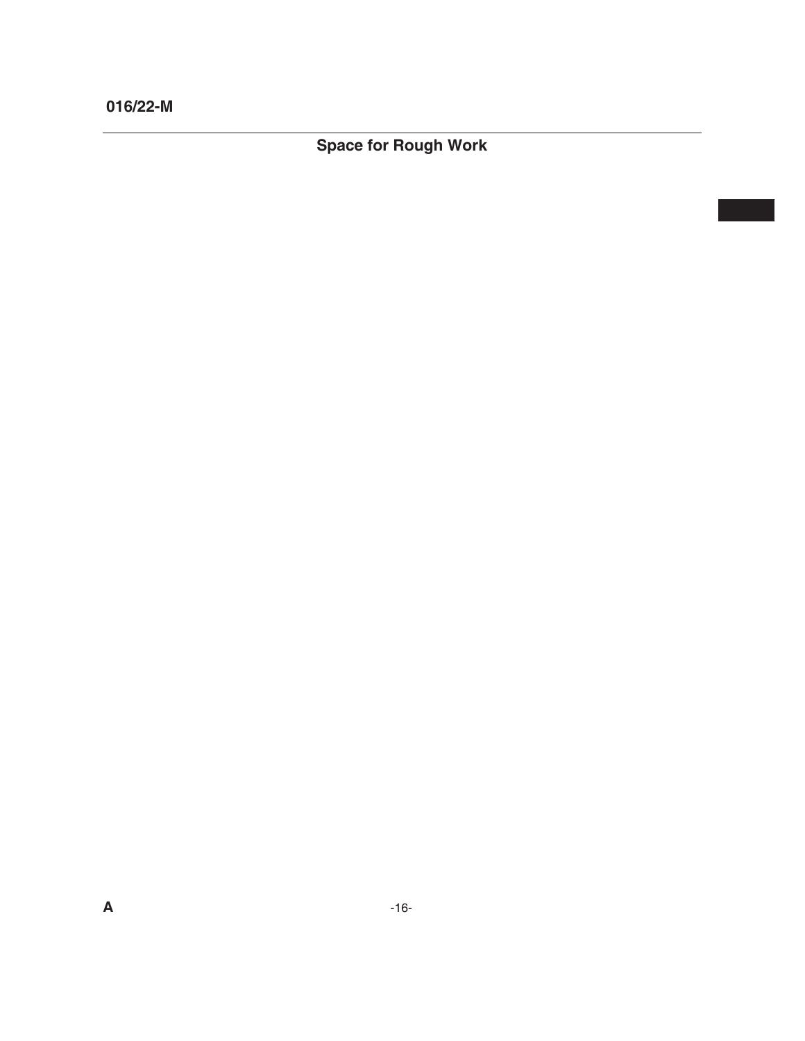## Space for Rough Work